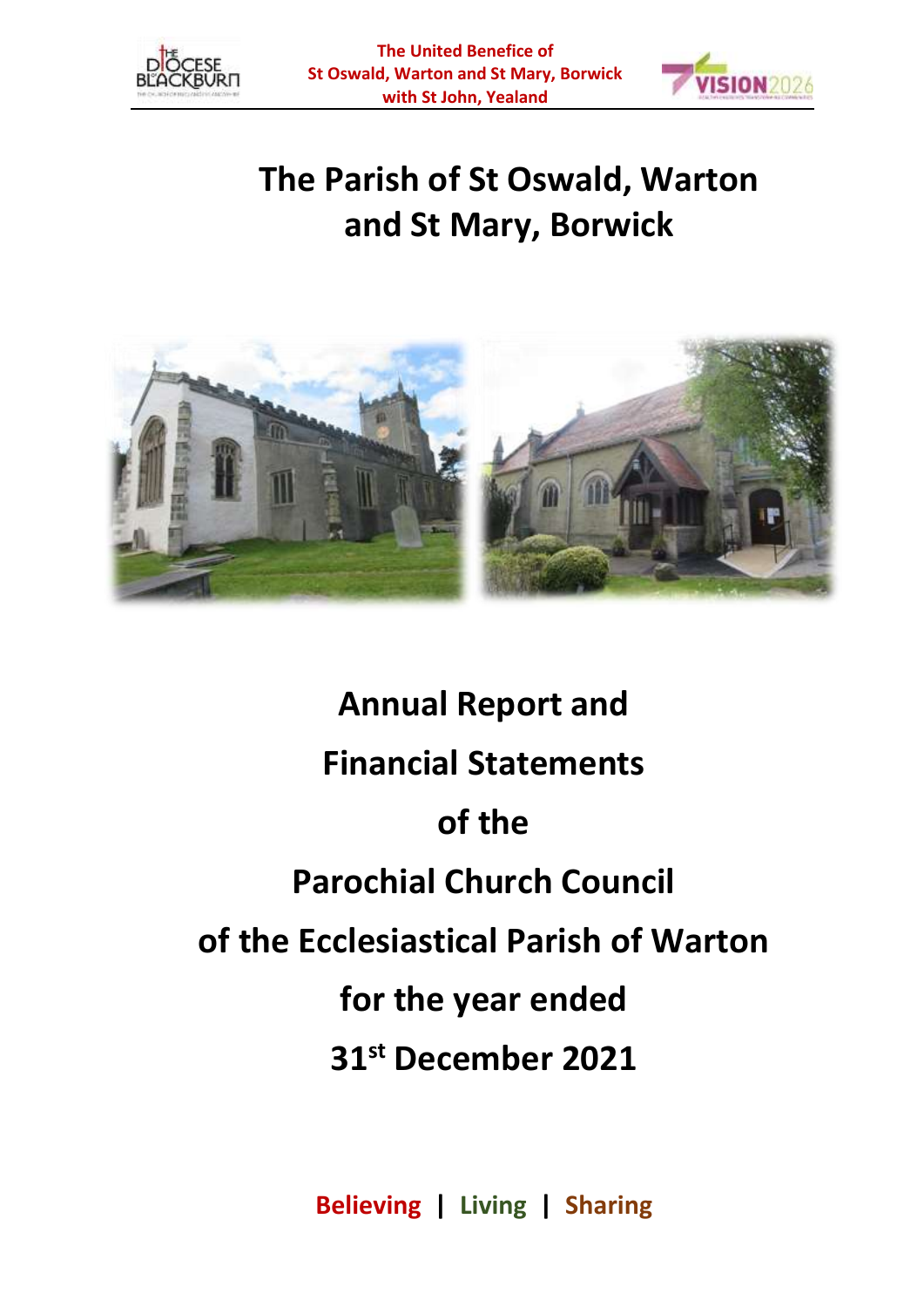The United Benefice of
St Oswald, Warton and St Mary, Borwick
with St John, Yealand

# The Parish of St Oswald, Warton and St Mary, Borwick

## Annual Report and Financial Statements of the Parochial Church Council of the Ecclesiastical Parish of Warton for the year ended 31st December 2021

**Believing | Living | Sharing**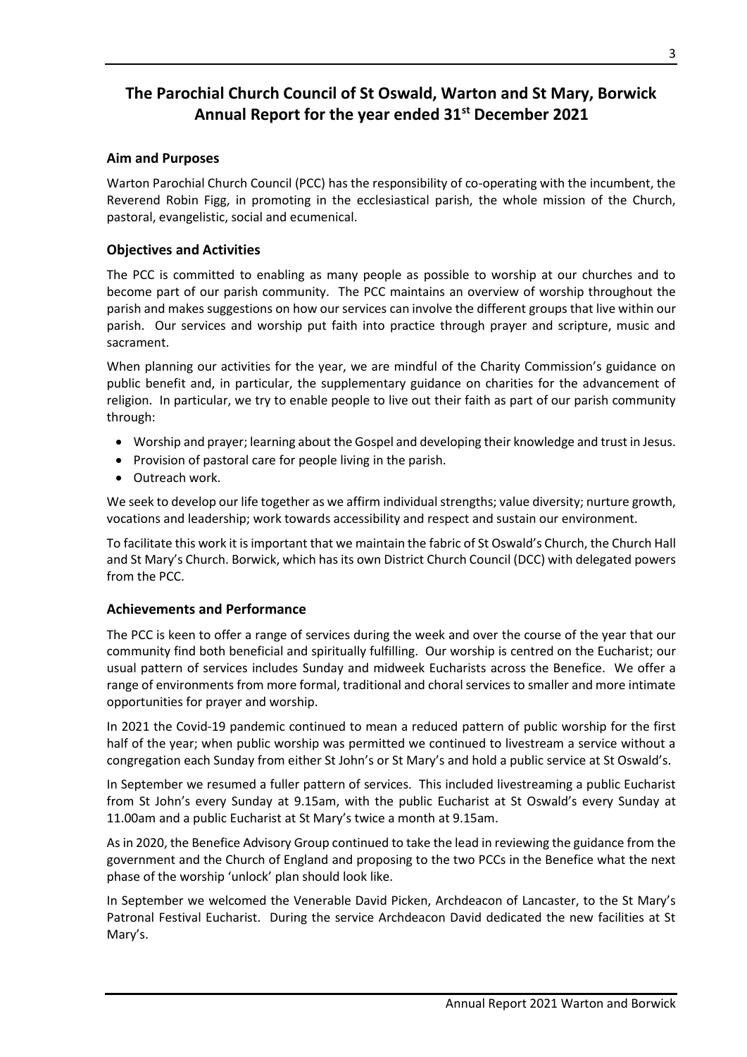# The Parochial Church Council of St Oswald, Warton and St Mary, Borwick Annual Report for the year ended 31st December 2021

## Aim and Purposes

Warton Parochial Church Council (PCC) has the responsibility of co-operating with the incumbent, the Reverend Robin Figg, in promoting in the ecclesiastical parish, the whole mission of the Church, pastoral, evangelistic, social and ecumenical.

## Objectives and Activities

The PCC is committed to enabling as many people as possible to worship at our churches and to become part of our parish community. The PCC maintains an overview of worship throughout the parish and makes suggestions on how our services can involve the different groups that live within our parish. Our services and worship put faith into practice through prayer and scripture, music and sacrament.

When planning our activities for the year, we are mindful of the Charity Commission's guidance on public benefit and, in particular, the supplementary guidance on charities for the advancement of religion. In particular, we try to enable people to live out their faith as part of our parish community through:

- Worship and prayer; learning about the Gospel and developing their knowledge and trust in Jesus.
- Provision of pastoral care for people living in the parish.
- Outreach work.

We seek to develop our life together as we affirm individual strengths; value diversity; nurture growth, vocations and leadership; work towards accessibility and respect and sustain our environment.

To facilitate this work it is important that we maintain the fabric of St Oswald's Church, the Church Hall and St Mary's Church. Borwick, which has its own District Church Council (DCC) with delegated powers from the PCC.

## Achievements and Performance

The PCC is keen to offer a range of services during the week and over the course of the year that our community find both beneficial and spiritually fulfilling. Our worship is centred on the Eucharist; our usual pattern of services includes Sunday and midweek Eucharists across the Benefice. We offer a range of environments from more formal, traditional and choral services to smaller and more intimate opportunities for prayer and worship.

In 2021 the Covid-19 pandemic continued to mean a reduced pattern of public worship for the first half of the year; when public worship was permitted we continued to livestream a service without a congregation each Sunday from either St John's or St Mary's and hold a public service at St Oswald's.

In September we resumed a fuller pattern of services. This included livestreaming a public Eucharist from St John's every Sunday at 9.15am, with the public Eucharist at St Oswald's every Sunday at 11.00am and a public Eucharist at St Mary's twice a month at 9.15am.

As in 2020, the Benefice Advisory Group continued to take the lead in reviewing the guidance from the government and the Church of England and proposing to the two PCCs in the Benefice what the next phase of the worship 'unlock' plan should look like.

In September we welcomed the Venerable David Picken, Archdeacon of Lancaster, to the St Mary's Patronal Festival Eucharist. During the service Archdeacon David dedicated the new facilities at St Mary's.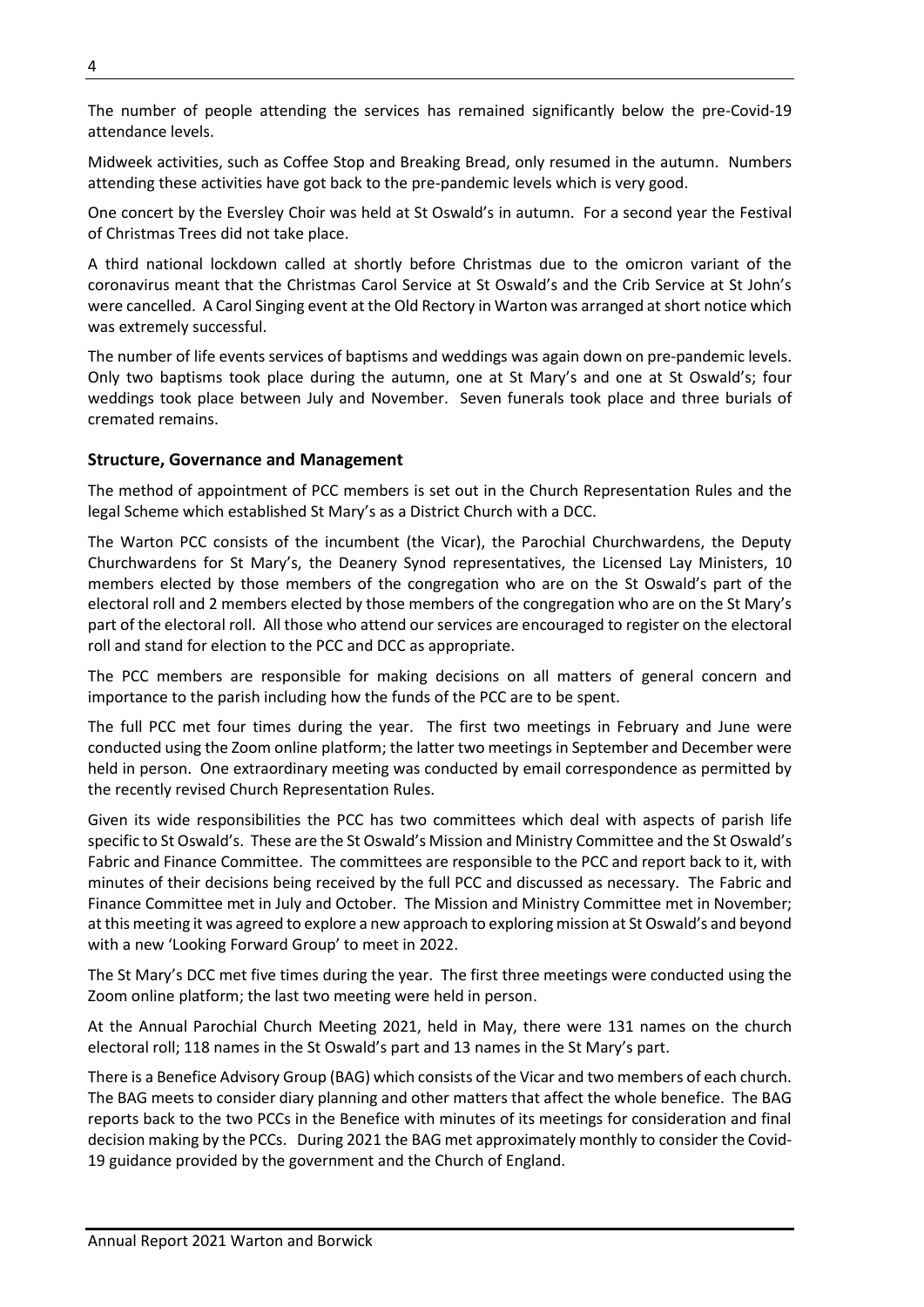The number of people attending the services has remained significantly below the pre-Covid-19 attendance levels.

Midweek activities, such as Coffee Stop and Breaking Bread, only resumed in the autumn. Numbers attending these activities have got back to the pre-pandemic levels which is very good.

One concert by the Eversley Choir was held at St Oswald's in autumn. For a second year the Festival of Christmas Trees did not take place.

A third national lockdown called at shortly before Christmas due to the omicron variant of the coronavirus meant that the Christmas Carol Service at St Oswald's and the Crib Service at St John's were cancelled. A Carol Singing event at the Old Rectory in Warton was arranged at short notice which was extremely successful.

The number of life events services of baptisms and weddings was again down on pre-pandemic levels. Only two baptisms took place during the autumn, one at St Mary's and one at St Oswald's; four weddings took place between July and November. Seven funerals took place and three burials of cremated remains.

## Structure, Governance and Management

The method of appointment of PCC members is set out in the Church Representation Rules and the legal Scheme which established St Mary's as a District Church with a DCC.

The Warton PCC consists of the incumbent (the Vicar), the Parochial Churchwardens, the Deputy Churchwardens for St Mary's, the Deanery Synod representatives, the Licensed Lay Ministers, 10 members elected by those members of the congregation who are on the St Oswald's part of the electoral roll and 2 members elected by those members of the congregation who are on the St Mary's part of the electoral roll. All those who attend our services are encouraged to register on the electoral roll and stand for election to the PCC and DCC as appropriate.

The PCC members are responsible for making decisions on all matters of general concern and importance to the parish including how the funds of the PCC are to be spent.

The full PCC met four times during the year. The first two meetings in February and June were conducted using the Zoom online platform; the latter two meetings in September and December were held in person. One extraordinary meeting was conducted by email correspondence as permitted by the recently revised Church Representation Rules.

Given its wide responsibilities the PCC has two committees which deal with aspects of parish life specific to St Oswald's. These are the St Oswald's Mission and Ministry Committee and the St Oswald's Fabric and Finance Committee. The committees are responsible to the PCC and report back to it, with minutes of their decisions being received by the full PCC and discussed as necessary. The Fabric and Finance Committee met in July and October. The Mission and Ministry Committee met in November; at this meeting it was agreed to explore a new approach to exploring mission at St Oswald's and beyond with a new 'Looking Forward Group' to meet in 2022.

The St Mary's DCC met five times during the year. The first three meetings were conducted using the Zoom online platform; the last two meeting were held in person.

At the Annual Parochial Church Meeting 2021, held in May, there were 131 names on the church electoral roll; 118 names in the St Oswald's part and 13 names in the St Mary's part.

There is a Benefice Advisory Group (BAG) which consists of the Vicar and two members of each church. The BAG meets to consider diary planning and other matters that affect the whole benefice. The BAG reports back to the two PCCs in the Benefice with minutes of its meetings for consideration and final decision making by the PCCs. During 2021 the BAG met approximately monthly to consider the Covid-19 guidance provided by the government and the Church of England.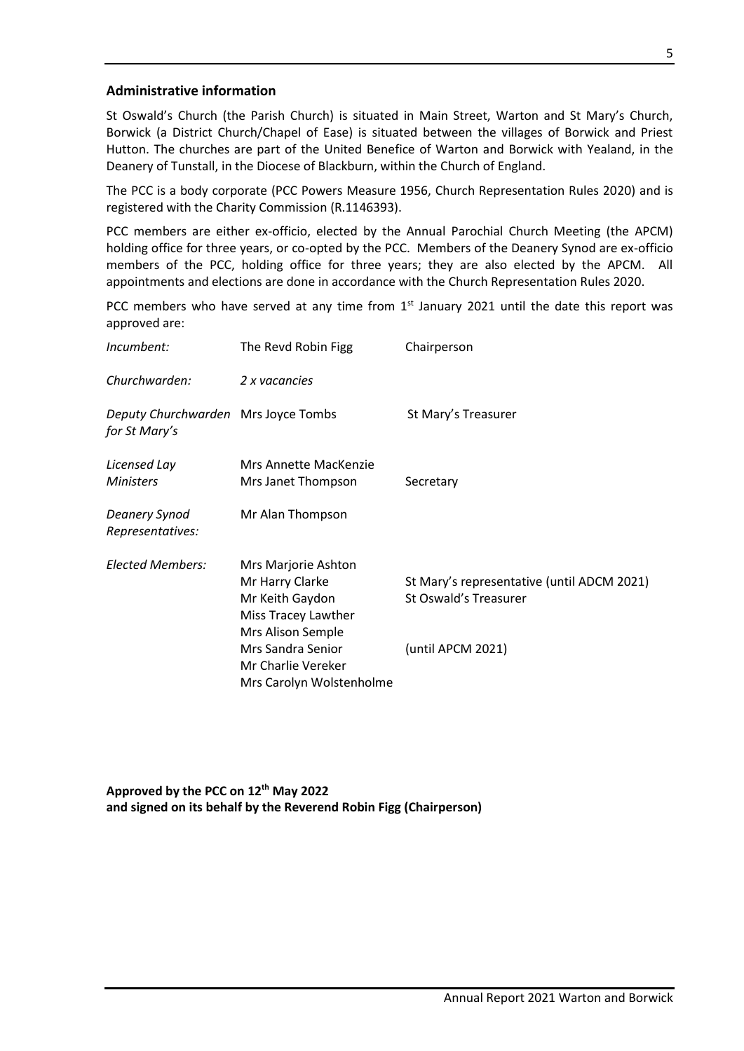## Administrative information

St Oswald's Church (the Parish Church) is situated in Main Street, Warton and St Mary's Church, Borwick (a District Church/Chapel of Ease) is situated between the villages of Borwick and Priest Hutton. The churches are part of the United Benefice of Warton and Borwick with Yealand, in the Deanery of Tunstall, in the Diocese of Blackburn, within the Church of England.

The PCC is a body corporate (PCC Powers Measure 1956, Church Representation Rules 2020) and is registered with the Charity Commission (R.1146393).

PCC members are either ex-officio, elected by the Annual Parochial Church Meeting (the APCM) holding office for three years, or co-opted by the PCC. Members of the Deanery Synod are ex-officio members of the PCC, holding office for three years; they are also elected by the APCM. All appointments and elections are done in accordance with the Church Representation Rules 2020.

PCC members who have served at any time from 1st January 2021 until the date this report was approved are:

| | | |
|---|---|---|
| *Incumbent:* | The Revd Robin Figg | Chairperson |
| *Churchwarden:* | *2 x vacancies* | |
| *Deputy Churchwarden for St Mary's* | Mrs Joyce Tombs | St Mary's Treasurer |
| *Licensed Lay Ministers* | Mrs Annette MacKenzie | |
| | Mrs Janet Thompson | Secretary |
| *Deanery Synod Representatives:* | Mr Alan Thompson | |
| *Elected Members:* | Mrs Marjorie Ashton | |
| | Mr Harry Clarke | St Mary's representative (until ADCM 2021) |
| | Mr Keith Gaydon | St Oswald's Treasurer |
| | Miss Tracey Lawther | |
| | Mrs Alison Semple | |
| | Mrs Sandra Senior | (until APCM 2021) |
| | Mr Charlie Vereker | |
| | Mrs Carolyn Wolstenholme | |

**Approved by the PCC on 12th May 2022**
**and signed on its behalf by the Reverend Robin Figg (Chairperson)**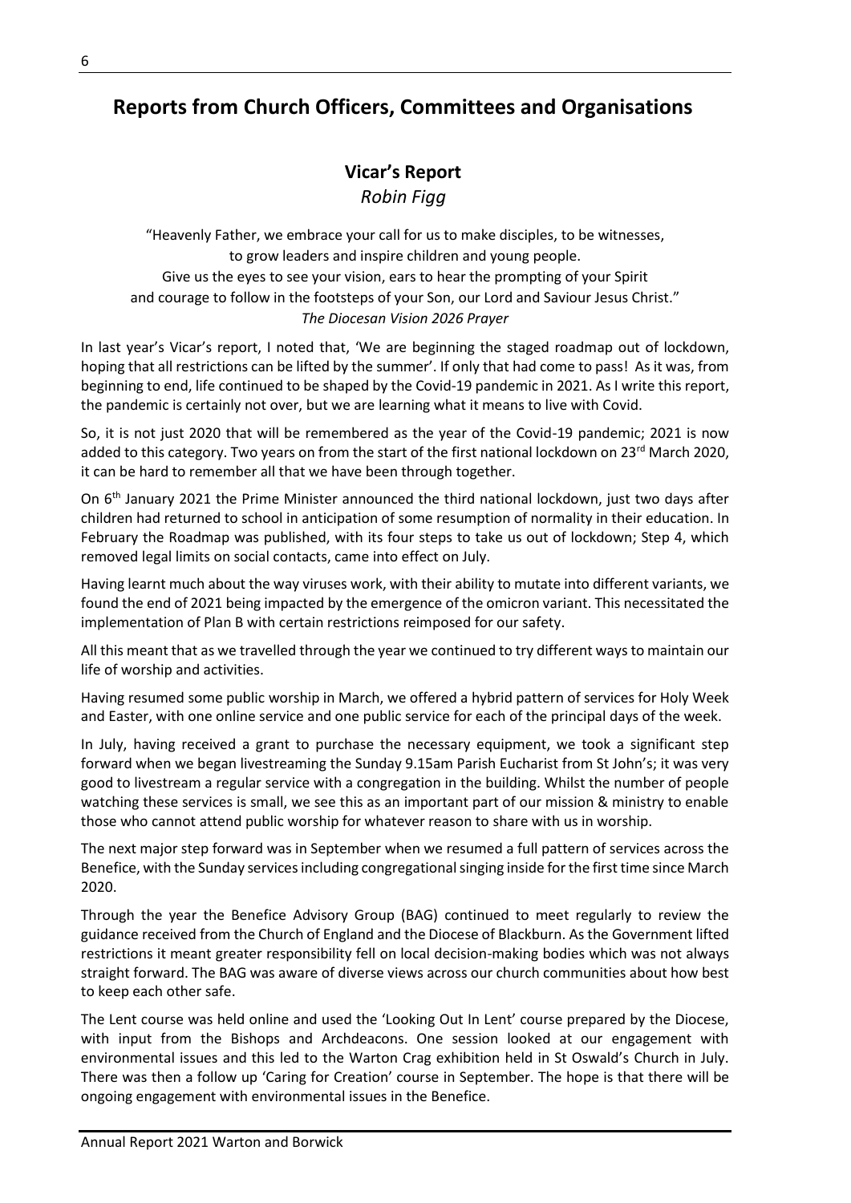## Reports from Church Officers, Committees and Organisations

### Vicar's Report

*Robin Figg*

"Heavenly Father, we embrace your call for us to make disciples, to be witnesses,
to grow leaders and inspire children and young people.
Give us the eyes to see your vision, ears to hear the prompting of your Spirit
and courage to follow in the footsteps of your Son, our Lord and Saviour Jesus Christ."
*The Diocesan Vision 2026 Prayer*

In last year's Vicar's report, I noted that, 'We are beginning the staged roadmap out of lockdown, hoping that all restrictions can be lifted by the summer'. If only that had come to pass! As it was, from beginning to end, life continued to be shaped by the Covid-19 pandemic in 2021. As I write this report, the pandemic is certainly not over, but we are learning what it means to live with Covid.

So, it is not just 2020 that will be remembered as the year of the Covid-19 pandemic; 2021 is now added to this category. Two years on from the start of the first national lockdown on 23rd March 2020, it can be hard to remember all that we have been through together.

On 6th January 2021 the Prime Minister announced the third national lockdown, just two days after children had returned to school in anticipation of some resumption of normality in their education. In February the Roadmap was published, with its four steps to take us out of lockdown; Step 4, which removed legal limits on social contacts, came into effect on July.

Having learnt much about the way viruses work, with their ability to mutate into different variants, we found the end of 2021 being impacted by the emergence of the omicron variant. This necessitated the implementation of Plan B with certain restrictions reimposed for our safety.

All this meant that as we travelled through the year we continued to try different ways to maintain our life of worship and activities.

Having resumed some public worship in March, we offered a hybrid pattern of services for Holy Week and Easter, with one online service and one public service for each of the principal days of the week.

In July, having received a grant to purchase the necessary equipment, we took a significant step forward when we began livestreaming the Sunday 9.15am Parish Eucharist from St John's; it was very good to livestream a regular service with a congregation in the building. Whilst the number of people watching these services is small, we see this as an important part of our mission & ministry to enable those who cannot attend public worship for whatever reason to share with us in worship.

The next major step forward was in September when we resumed a full pattern of services across the Benefice, with the Sunday services including congregational singing inside for the first time since March 2020.

Through the year the Benefice Advisory Group (BAG) continued to meet regularly to review the guidance received from the Church of England and the Diocese of Blackburn. As the Government lifted restrictions it meant greater responsibility fell on local decision-making bodies which was not always straight forward. The BAG was aware of diverse views across our church communities about how best to keep each other safe.

The Lent course was held online and used the 'Looking Out In Lent' course prepared by the Diocese, with input from the Bishops and Archdeacons. One session looked at our engagement with environmental issues and this led to the Warton Crag exhibition held in St Oswald's Church in July. There was then a follow up 'Caring for Creation' course in September. The hope is that there will be ongoing engagement with environmental issues in the Benefice.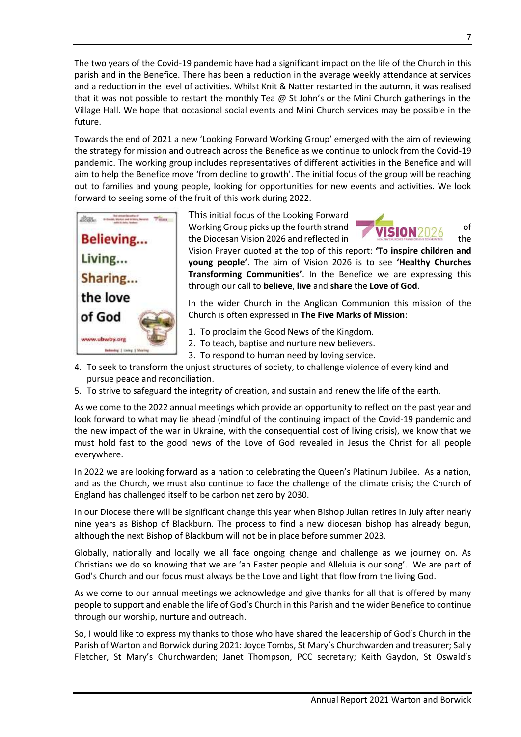The two years of the Covid-19 pandemic have had a significant impact on the life of the Church in this parish and in the Benefice. There has been a reduction in the average weekly attendance at services and a reduction in the level of activities. Whilst Knit & Natter restarted in the autumn, it was realised that it was not possible to restart the monthly Tea @ St John's or the Mini Church gatherings in the Village Hall. We hope that occasional social events and Mini Church services may be possible in the future.

Towards the end of 2021 a new 'Looking Forward Working Group' emerged with the aim of reviewing the strategy for mission and outreach across the Benefice as we continue to unlock from the Covid-19 pandemic. The working group includes representatives of different activities in the Benefice and will aim to help the Benefice move 'from decline to growth'. The initial focus of the group will be reaching out to families and young people, looking for opportunities for new events and activities. We look forward to seeing some of the fruit of this work during 2022.

This initial focus of the Looking Forward Working Group picks up the fourth strand of the Diocesan Vision 2026 and reflected in the Vision Prayer quoted at the top of this report: **'To inspire children and young people'**. The aim of Vision 2026 is to see **'Healthy Churches Transforming Communities'**. In the Benefice we are expressing this through our call to **believe**, **live** and **share** the **Love of God**.

In the wider Church in the Anglican Communion this mission of the Church is often expressed in **The Five Marks of Mission**:

1. To proclaim the Good News of the Kingdom.
2. To teach, baptise and nurture new believers.
3. To respond to human need by loving service.
4. To seek to transform the unjust structures of society, to challenge violence of every kind and pursue peace and reconciliation.
5. To strive to safeguard the integrity of creation, and sustain and renew the life of the earth.

As we come to the 2022 annual meetings which provide an opportunity to reflect on the past year and look forward to what may lie ahead (mindful of the continuing impact of the Covid-19 pandemic and the new impact of the war in Ukraine, with the consequential cost of living crisis), we know that we must hold fast to the good news of the Love of God revealed in Jesus the Christ for all people everywhere.

In 2022 we are looking forward as a nation to celebrating the Queen's Platinum Jubilee. As a nation, and as the Church, we must also continue to face the challenge of the climate crisis; the Church of England has challenged itself to be carbon net zero by 2030.

In our Diocese there will be significant change this year when Bishop Julian retires in July after nearly nine years as Bishop of Blackburn. The process to find a new diocesan bishop has already begun, although the next Bishop of Blackburn will not be in place before summer 2023.

Globally, nationally and locally we all face ongoing change and challenge as we journey on. As Christians we do so knowing that we are 'an Easter people and Alleluia is our song'. We are part of God's Church and our focus must always be the Love and Light that flow from the living God.

As we come to our annual meetings we acknowledge and give thanks for all that is offered by many people to support and enable the life of God's Church in this Parish and the wider Benefice to continue through our worship, nurture and outreach.

So, I would like to express my thanks to those who have shared the leadership of God's Church in the Parish of Warton and Borwick during 2021: Joyce Tombs, St Mary's Churchwarden and treasurer; Sally Fletcher, St Mary's Churchwarden; Janet Thompson, PCC secretary; Keith Gaydon, St Oswald's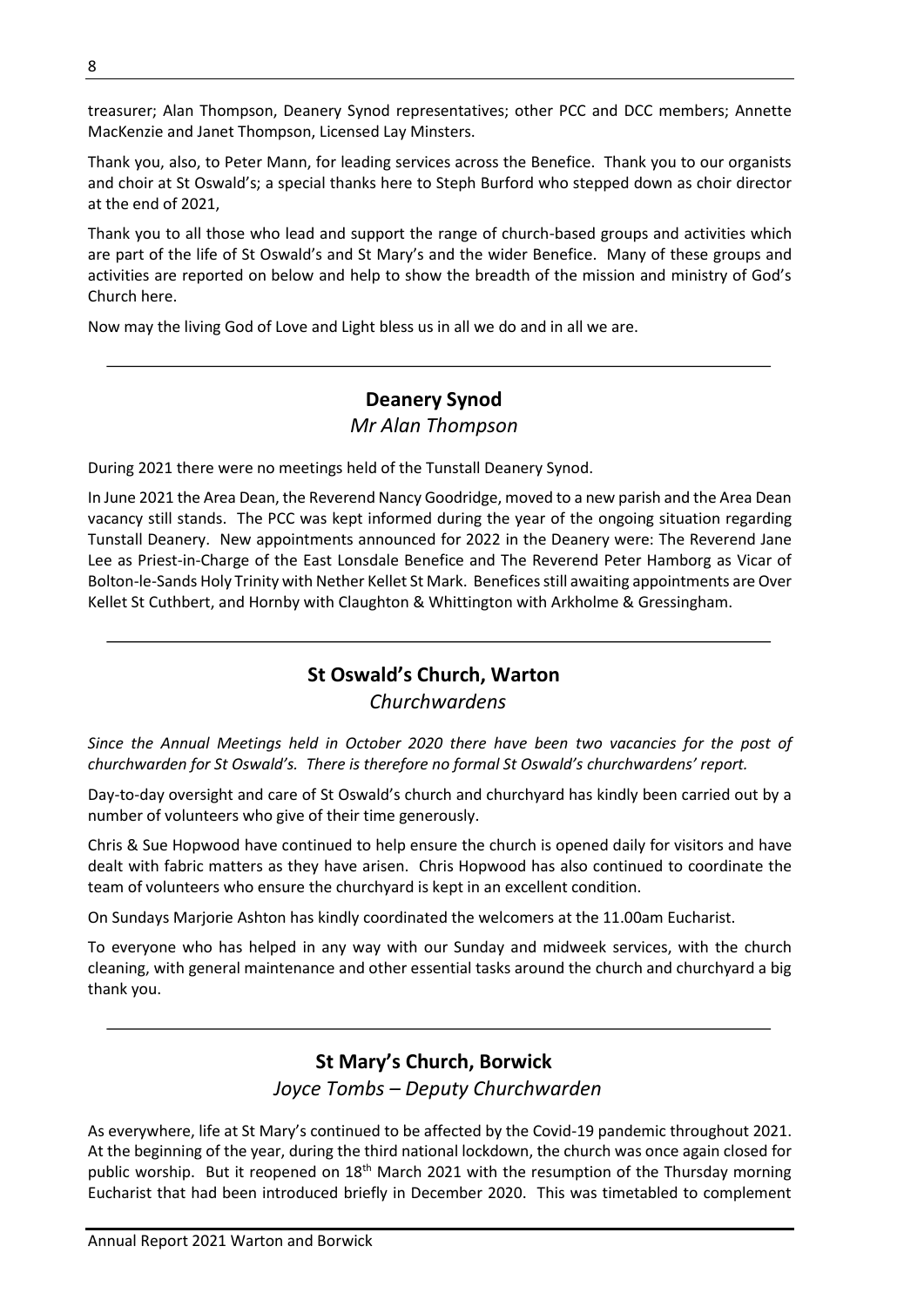treasurer; Alan Thompson, Deanery Synod representatives; other PCC and DCC members; Annette MacKenzie and Janet Thompson, Licensed Lay Minsters.

Thank you, also, to Peter Mann, for leading services across the Benefice. Thank you to our organists and choir at St Oswald's; a special thanks here to Steph Burford who stepped down as choir director at the end of 2021,

Thank you to all those who lead and support the range of church-based groups and activities which are part of the life of St Oswald's and St Mary's and the wider Benefice. Many of these groups and activities are reported on below and help to show the breadth of the mission and ministry of God's Church here.

Now may the living God of Love and Light bless us in all we do and in all we are.

---

## Deanery Synod

*Mr Alan Thompson*

During 2021 there were no meetings held of the Tunstall Deanery Synod.

In June 2021 the Area Dean, the Reverend Nancy Goodridge, moved to a new parish and the Area Dean vacancy still stands. The PCC was kept informed during the year of the ongoing situation regarding Tunstall Deanery. New appointments announced for 2022 in the Deanery were: The Reverend Jane Lee as Priest-in-Charge of the East Lonsdale Benefice and The Reverend Peter Hamborg as Vicar of Bolton-le-Sands Holy Trinity with Nether Kellet St Mark. Benefices still awaiting appointments are Over Kellet St Cuthbert, and Hornby with Claughton & Whittington with Arkholme & Gressingham.

---

## St Oswald's Church, Warton

*Churchwardens*

*Since the Annual Meetings held in October 2020 there have been two vacancies for the post of churchwarden for St Oswald's. There is therefore no formal St Oswald's churchwardens' report.*

Day-to-day oversight and care of St Oswald's church and churchyard has kindly been carried out by a number of volunteers who give of their time generously.

Chris & Sue Hopwood have continued to help ensure the church is opened daily for visitors and have dealt with fabric matters as they have arisen. Chris Hopwood has also continued to coordinate the team of volunteers who ensure the churchyard is kept in an excellent condition.

On Sundays Marjorie Ashton has kindly coordinated the welcomers at the 11.00am Eucharist.

To everyone who has helped in any way with our Sunday and midweek services, with the church cleaning, with general maintenance and other essential tasks around the church and churchyard a big thank you.

---

## St Mary's Church, Borwick

*Joyce Tombs – Deputy Churchwarden*

As everywhere, life at St Mary's continued to be affected by the Covid-19 pandemic throughout 2021. At the beginning of the year, during the third national lockdown, the church was once again closed for public worship. But it reopened on 18th March 2021 with the resumption of the Thursday morning Eucharist that had been introduced briefly in December 2020. This was timetabled to complement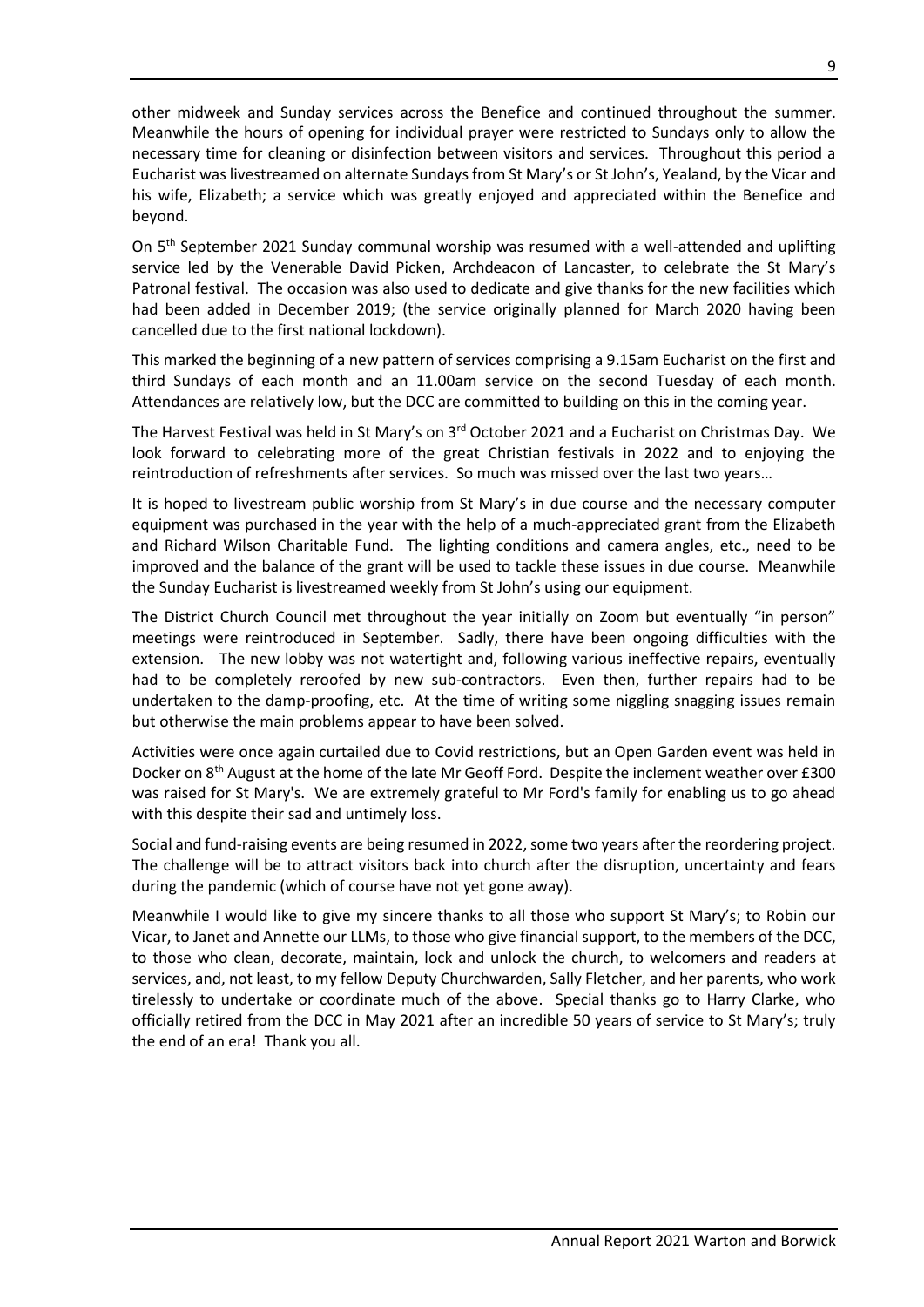other midweek and Sunday services across the Benefice and continued throughout the summer. Meanwhile the hours of opening for individual prayer were restricted to Sundays only to allow the necessary time for cleaning or disinfection between visitors and services. Throughout this period a Eucharist was livestreamed on alternate Sundays from St Mary's or St John's, Yealand, by the Vicar and his wife, Elizabeth; a service which was greatly enjoyed and appreciated within the Benefice and beyond.

On 5th September 2021 Sunday communal worship was resumed with a well-attended and uplifting service led by the Venerable David Picken, Archdeacon of Lancaster, to celebrate the St Mary's Patronal festival. The occasion was also used to dedicate and give thanks for the new facilities which had been added in December 2019; (the service originally planned for March 2020 having been cancelled due to the first national lockdown).

This marked the beginning of a new pattern of services comprising a 9.15am Eucharist on the first and third Sundays of each month and an 11.00am service on the second Tuesday of each month. Attendances are relatively low, but the DCC are committed to building on this in the coming year.

The Harvest Festival was held in St Mary's on 3rd October 2021 and a Eucharist on Christmas Day. We look forward to celebrating more of the great Christian festivals in 2022 and to enjoying the reintroduction of refreshments after services. So much was missed over the last two years…

It is hoped to livestream public worship from St Mary's in due course and the necessary computer equipment was purchased in the year with the help of a much-appreciated grant from the Elizabeth and Richard Wilson Charitable Fund. The lighting conditions and camera angles, etc., need to be improved and the balance of the grant will be used to tackle these issues in due course. Meanwhile the Sunday Eucharist is livestreamed weekly from St John's using our equipment.

The District Church Council met throughout the year initially on Zoom but eventually "in person" meetings were reintroduced in September. Sadly, there have been ongoing difficulties with the extension. The new lobby was not watertight and, following various ineffective repairs, eventually had to be completely reroofed by new sub-contractors. Even then, further repairs had to be undertaken to the damp-proofing, etc. At the time of writing some niggling snagging issues remain but otherwise the main problems appear to have been solved.

Activities were once again curtailed due to Covid restrictions, but an Open Garden event was held in Docker on 8th August at the home of the late Mr Geoff Ford. Despite the inclement weather over £300 was raised for St Mary's. We are extremely grateful to Mr Ford's family for enabling us to go ahead with this despite their sad and untimely loss.

Social and fund-raising events are being resumed in 2022, some two years after the reordering project. The challenge will be to attract visitors back into church after the disruption, uncertainty and fears during the pandemic (which of course have not yet gone away).

Meanwhile I would like to give my sincere thanks to all those who support St Mary's; to Robin our Vicar, to Janet and Annette our LLMs, to those who give financial support, to the members of the DCC, to those who clean, decorate, maintain, lock and unlock the church, to welcomers and readers at services, and, not least, to my fellow Deputy Churchwarden, Sally Fletcher, and her parents, who work tirelessly to undertake or coordinate much of the above. Special thanks go to Harry Clarke, who officially retired from the DCC in May 2021 after an incredible 50 years of service to St Mary's; truly the end of an era! Thank you all.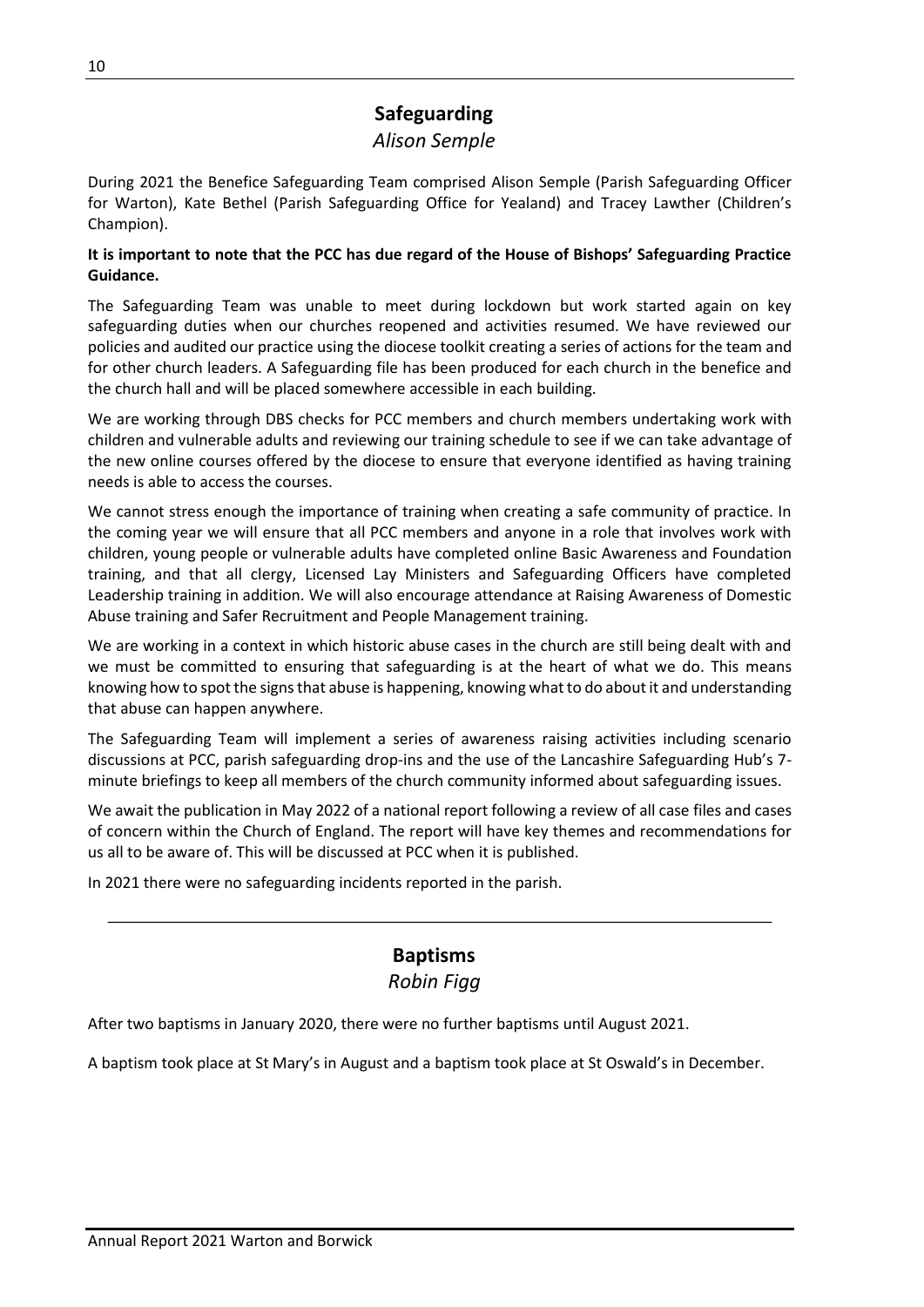## Safeguarding

*Alison Semple*

During 2021 the Benefice Safeguarding Team comprised Alison Semple (Parish Safeguarding Officer for Warton), Kate Bethel (Parish Safeguarding Office for Yealand) and Tracey Lawther (Children's Champion).

**It is important to note that the PCC has due regard of the House of Bishops' Safeguarding Practice Guidance.**

The Safeguarding Team was unable to meet during lockdown but work started again on key safeguarding duties when our churches reopened and activities resumed. We have reviewed our policies and audited our practice using the diocese toolkit creating a series of actions for the team and for other church leaders. A Safeguarding file has been produced for each church in the benefice and the church hall and will be placed somewhere accessible in each building.

We are working through DBS checks for PCC members and church members undertaking work with children and vulnerable adults and reviewing our training schedule to see if we can take advantage of the new online courses offered by the diocese to ensure that everyone identified as having training needs is able to access the courses.

We cannot stress enough the importance of training when creating a safe community of practice. In the coming year we will ensure that all PCC members and anyone in a role that involves work with children, young people or vulnerable adults have completed online Basic Awareness and Foundation training, and that all clergy, Licensed Lay Ministers and Safeguarding Officers have completed Leadership training in addition. We will also encourage attendance at Raising Awareness of Domestic Abuse training and Safer Recruitment and People Management training.

We are working in a context in which historic abuse cases in the church are still being dealt with and we must be committed to ensuring that safeguarding is at the heart of what we do. This means knowing how to spot the signs that abuse is happening, knowing what to do about it and understanding that abuse can happen anywhere.

The Safeguarding Team will implement a series of awareness raising activities including scenario discussions at PCC, parish safeguarding drop-ins and the use of the Lancashire Safeguarding Hub's 7-minute briefings to keep all members of the church community informed about safeguarding issues.

We await the publication in May 2022 of a national report following a review of all case files and cases of concern within the Church of England. The report will have key themes and recommendations for us all to be aware of. This will be discussed at PCC when it is published.

In 2021 there were no safeguarding incidents reported in the parish.

---

## Baptisms

*Robin Figg*

After two baptisms in January 2020, there were no further baptisms until August 2021.

A baptism took place at St Mary's in August and a baptism took place at St Oswald's in December.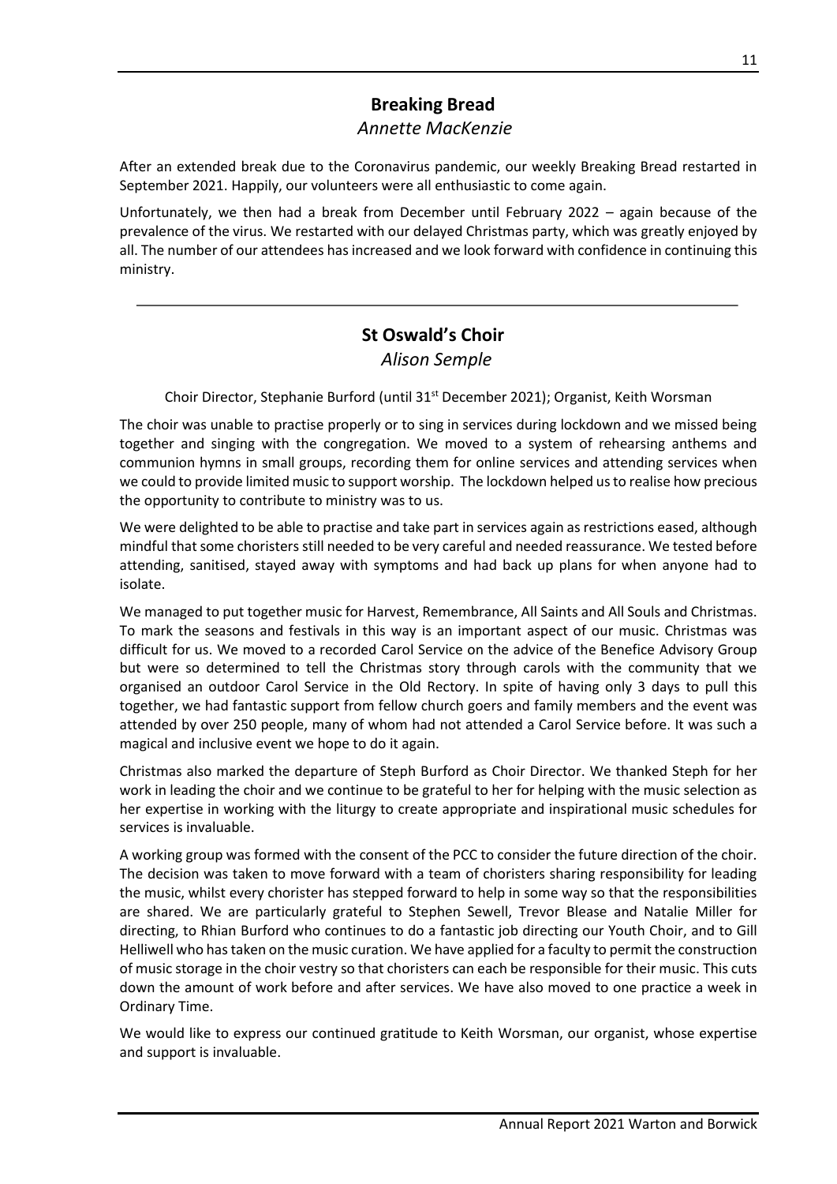## Breaking Bread

*Annette MacKenzie*

After an extended break due to the Coronavirus pandemic, our weekly Breaking Bread restarted in September 2021. Happily, our volunteers were all enthusiastic to come again.

Unfortunately, we then had a break from December until February 2022 – again because of the prevalence of the virus. We restarted with our delayed Christmas party, which was greatly enjoyed by all. The number of our attendees has increased and we look forward with confidence in continuing this ministry.

---

## St Oswald's Choir

*Alison Semple*

Choir Director, Stephanie Burford (until 31st December 2021); Organist, Keith Worsman

The choir was unable to practise properly or to sing in services during lockdown and we missed being together and singing with the congregation. We moved to a system of rehearsing anthems and communion hymns in small groups, recording them for online services and attending services when we could to provide limited music to support worship. The lockdown helped us to realise how precious the opportunity to contribute to ministry was to us.

We were delighted to be able to practise and take part in services again as restrictions eased, although mindful that some choristers still needed to be very careful and needed reassurance. We tested before attending, sanitised, stayed away with symptoms and had back up plans for when anyone had to isolate.

We managed to put together music for Harvest, Remembrance, All Saints and All Souls and Christmas. To mark the seasons and festivals in this way is an important aspect of our music. Christmas was difficult for us. We moved to a recorded Carol Service on the advice of the Benefice Advisory Group but were so determined to tell the Christmas story through carols with the community that we organised an outdoor Carol Service in the Old Rectory. In spite of having only 3 days to pull this together, we had fantastic support from fellow church goers and family members and the event was attended by over 250 people, many of whom had not attended a Carol Service before. It was such a magical and inclusive event we hope to do it again.

Christmas also marked the departure of Steph Burford as Choir Director. We thanked Steph for her work in leading the choir and we continue to be grateful to her for helping with the music selection as her expertise in working with the liturgy to create appropriate and inspirational music schedules for services is invaluable.

A working group was formed with the consent of the PCC to consider the future direction of the choir. The decision was taken to move forward with a team of choristers sharing responsibility for leading the music, whilst every chorister has stepped forward to help in some way so that the responsibilities are shared. We are particularly grateful to Stephen Sewell, Trevor Blease and Natalie Miller for directing, to Rhian Burford who continues to do a fantastic job directing our Youth Choir, and to Gill Helliwell who has taken on the music curation. We have applied for a faculty to permit the construction of music storage in the choir vestry so that choristers can each be responsible for their music. This cuts down the amount of work before and after services. We have also moved to one practice a week in Ordinary Time.

We would like to express our continued gratitude to Keith Worsman, our organist, whose expertise and support is invaluable.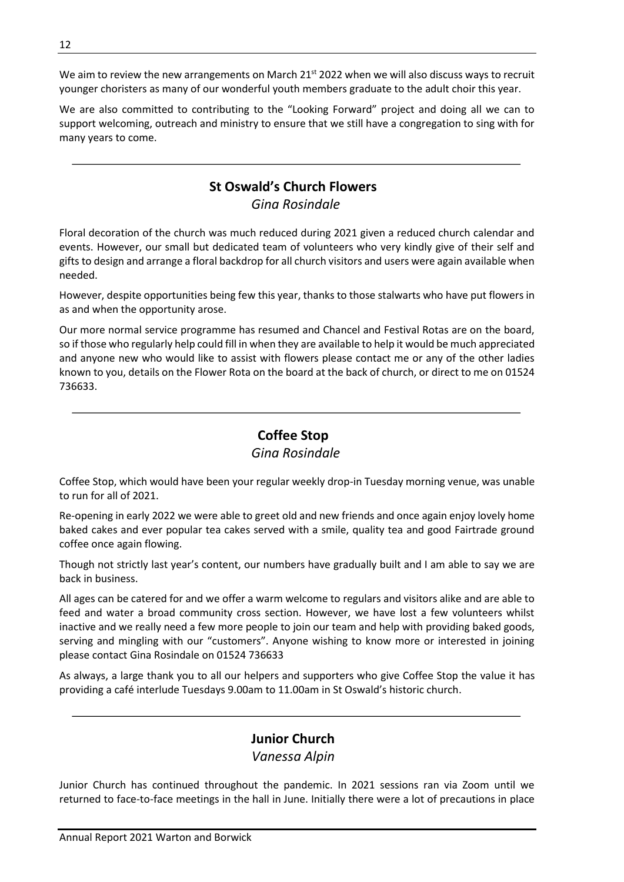We aim to review the new arrangements on March 21st 2022 when we will also discuss ways to recruit younger choristers as many of our wonderful youth members graduate to the adult choir this year.

We are also committed to contributing to the "Looking Forward" project and doing all we can to support welcoming, outreach and ministry to ensure that we still have a congregation to sing with for many years to come.

---

## St Oswald's Church Flowers

*Gina Rosindale*

Floral decoration of the church was much reduced during 2021 given a reduced church calendar and events. However, our small but dedicated team of volunteers who very kindly give of their self and gifts to design and arrange a floral backdrop for all church visitors and users were again available when needed.

However, despite opportunities being few this year, thanks to those stalwarts who have put flowers in as and when the opportunity arose.

Our more normal service programme has resumed and Chancel and Festival Rotas are on the board, so if those who regularly help could fill in when they are available to help it would be much appreciated and anyone new who would like to assist with flowers please contact me or any of the other ladies known to you, details on the Flower Rota on the board at the back of church, or direct to me on 01524 736633.

---

## Coffee Stop

*Gina Rosindale*

Coffee Stop, which would have been your regular weekly drop-in Tuesday morning venue, was unable to run for all of 2021.

Re-opening in early 2022 we were able to greet old and new friends and once again enjoy lovely home baked cakes and ever popular tea cakes served with a smile, quality tea and good Fairtrade ground coffee once again flowing.

Though not strictly last year's content, our numbers have gradually built and I am able to say we are back in business.

All ages can be catered for and we offer a warm welcome to regulars and visitors alike and are able to feed and water a broad community cross section. However, we have lost a few volunteers whilst inactive and we really need a few more people to join our team and help with providing baked goods, serving and mingling with our "customers". Anyone wishing to know more or interested in joining please contact Gina Rosindale on 01524 736633

As always, a large thank you to all our helpers and supporters who give Coffee Stop the value it has providing a café interlude Tuesdays 9.00am to 11.00am in St Oswald's historic church.

---

## Junior Church

*Vanessa Alpin*

Junior Church has continued throughout the pandemic. In 2021 sessions ran via Zoom until we returned to face-to-face meetings in the hall in June. Initially there were a lot of precautions in place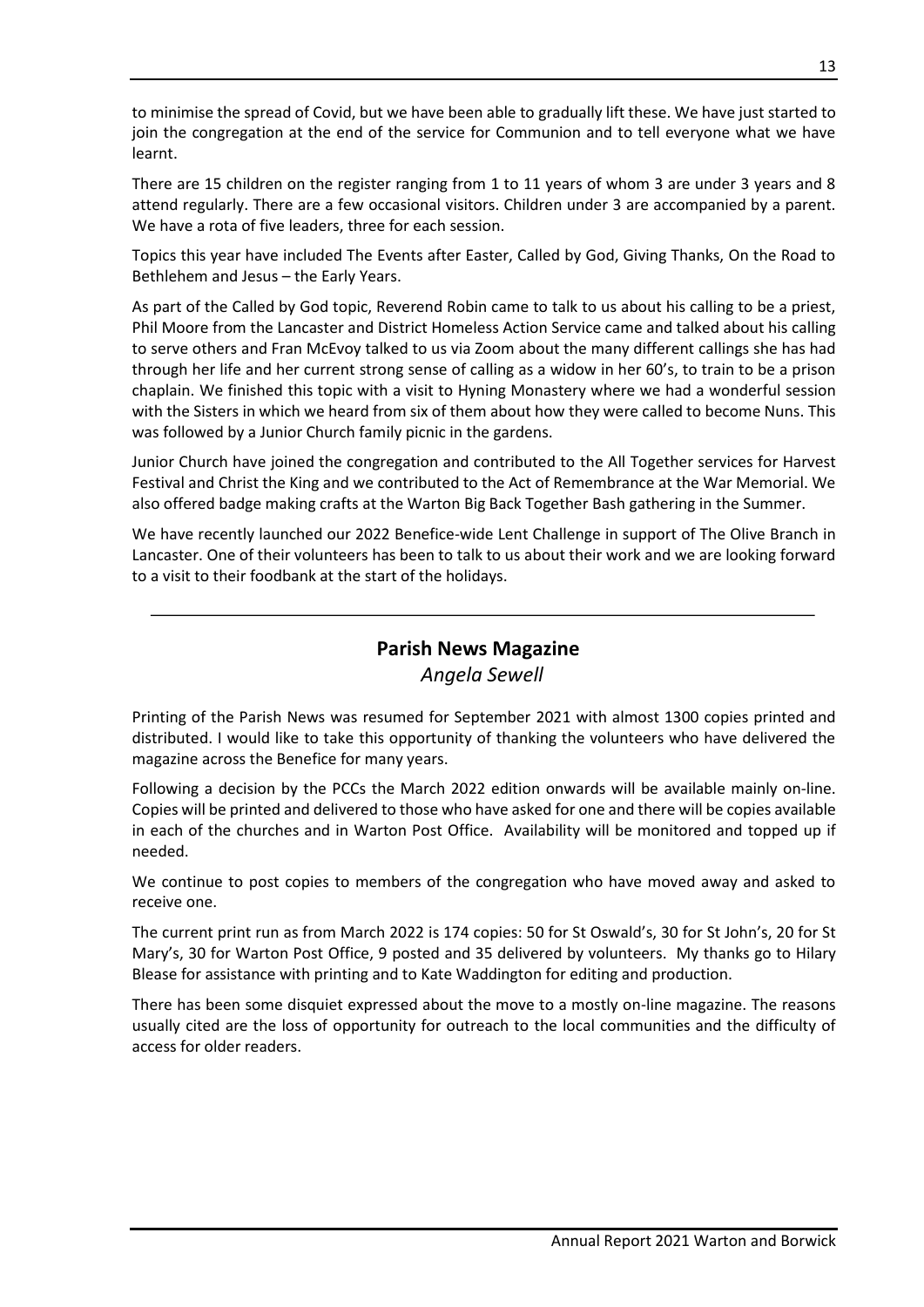to minimise the spread of Covid, but we have been able to gradually lift these. We have just started to join the congregation at the end of the service for Communion and to tell everyone what we have learnt.

There are 15 children on the register ranging from 1 to 11 years of whom 3 are under 3 years and 8 attend regularly. There are a few occasional visitors. Children under 3 are accompanied by a parent. We have a rota of five leaders, three for each session.

Topics this year have included The Events after Easter, Called by God, Giving Thanks, On the Road to Bethlehem and Jesus – the Early Years.

As part of the Called by God topic, Reverend Robin came to talk to us about his calling to be a priest, Phil Moore from the Lancaster and District Homeless Action Service came and talked about his calling to serve others and Fran McEvoy talked to us via Zoom about the many different callings she has had through her life and her current strong sense of calling as a widow in her 60's, to train to be a prison chaplain. We finished this topic with a visit to Hyning Monastery where we had a wonderful session with the Sisters in which we heard from six of them about how they were called to become Nuns. This was followed by a Junior Church family picnic in the gardens.

Junior Church have joined the congregation and contributed to the All Together services for Harvest Festival and Christ the King and we contributed to the Act of Remembrance at the War Memorial. We also offered badge making crafts at the Warton Big Back Together Bash gathering in the Summer.

We have recently launched our 2022 Benefice-wide Lent Challenge in support of The Olive Branch in Lancaster. One of their volunteers has been to talk to us about their work and we are looking forward to a visit to their foodbank at the start of the holidays.

---

## Parish News Magazine

*Angela Sewell*

Printing of the Parish News was resumed for September 2021 with almost 1300 copies printed and distributed. I would like to take this opportunity of thanking the volunteers who have delivered the magazine across the Benefice for many years.

Following a decision by the PCCs the March 2022 edition onwards will be available mainly on-line. Copies will be printed and delivered to those who have asked for one and there will be copies available in each of the churches and in Warton Post Office. Availability will be monitored and topped up if needed.

We continue to post copies to members of the congregation who have moved away and asked to receive one.

The current print run as from March 2022 is 174 copies: 50 for St Oswald's, 30 for St John's, 20 for St Mary's, 30 for Warton Post Office, 9 posted and 35 delivered by volunteers. My thanks go to Hilary Blease for assistance with printing and to Kate Waddington for editing and production.

There has been some disquiet expressed about the move to a mostly on-line magazine. The reasons usually cited are the loss of opportunity for outreach to the local communities and the difficulty of access for older readers.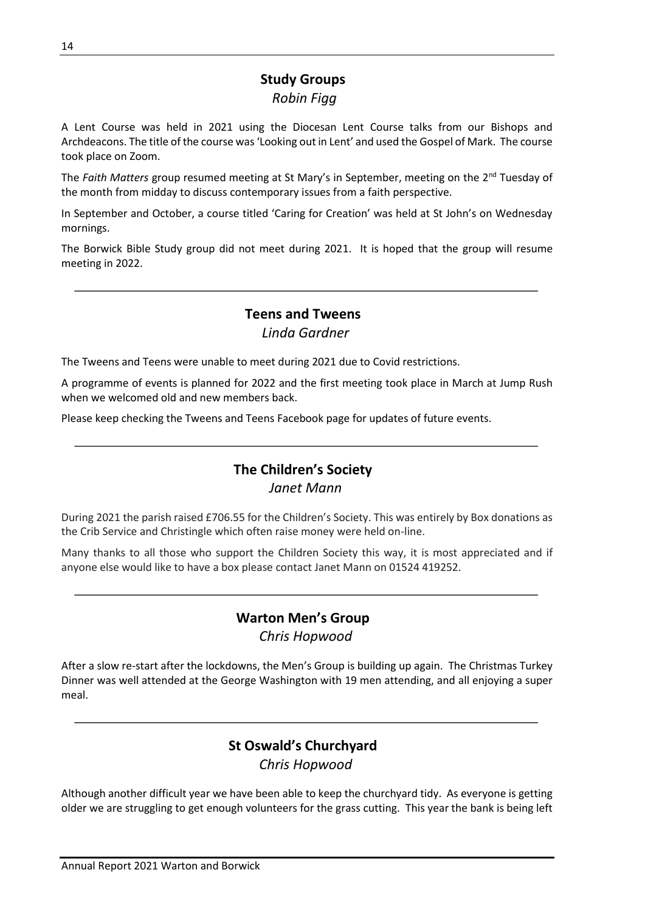## Study Groups

*Robin Figg*

A Lent Course was held in 2021 using the Diocesan Lent Course talks from our Bishops and Archdeacons. The title of the course was 'Looking out in Lent' and used the Gospel of Mark. The course took place on Zoom.

The *Faith Matters* group resumed meeting at St Mary's in September, meeting on the 2nd Tuesday of the month from midday to discuss contemporary issues from a faith perspective.

In September and October, a course titled 'Caring for Creation' was held at St John's on Wednesday mornings.

The Borwick Bible Study group did not meet during 2021. It is hoped that the group will resume meeting in 2022.

---

## Teens and Tweens

*Linda Gardner*

The Tweens and Teens were unable to meet during 2021 due to Covid restrictions.

A programme of events is planned for 2022 and the first meeting took place in March at Jump Rush when we welcomed old and new members back.

Please keep checking the Tweens and Teens Facebook page for updates of future events.

---

## The Children's Society

*Janet Mann*

During 2021 the parish raised £706.55 for the Children's Society. This was entirely by Box donations as the Crib Service and Christingle which often raise money were held on-line.

Many thanks to all those who support the Children Society this way, it is most appreciated and if anyone else would like to have a box please contact Janet Mann on 01524 419252.

---

## Warton Men's Group

*Chris Hopwood*

After a slow re-start after the lockdowns, the Men's Group is building up again. The Christmas Turkey Dinner was well attended at the George Washington with 19 men attending, and all enjoying a super meal.

---

## St Oswald's Churchyard

*Chris Hopwood*

Although another difficult year we have been able to keep the churchyard tidy. As everyone is getting older we are struggling to get enough volunteers for the grass cutting. This year the bank is being left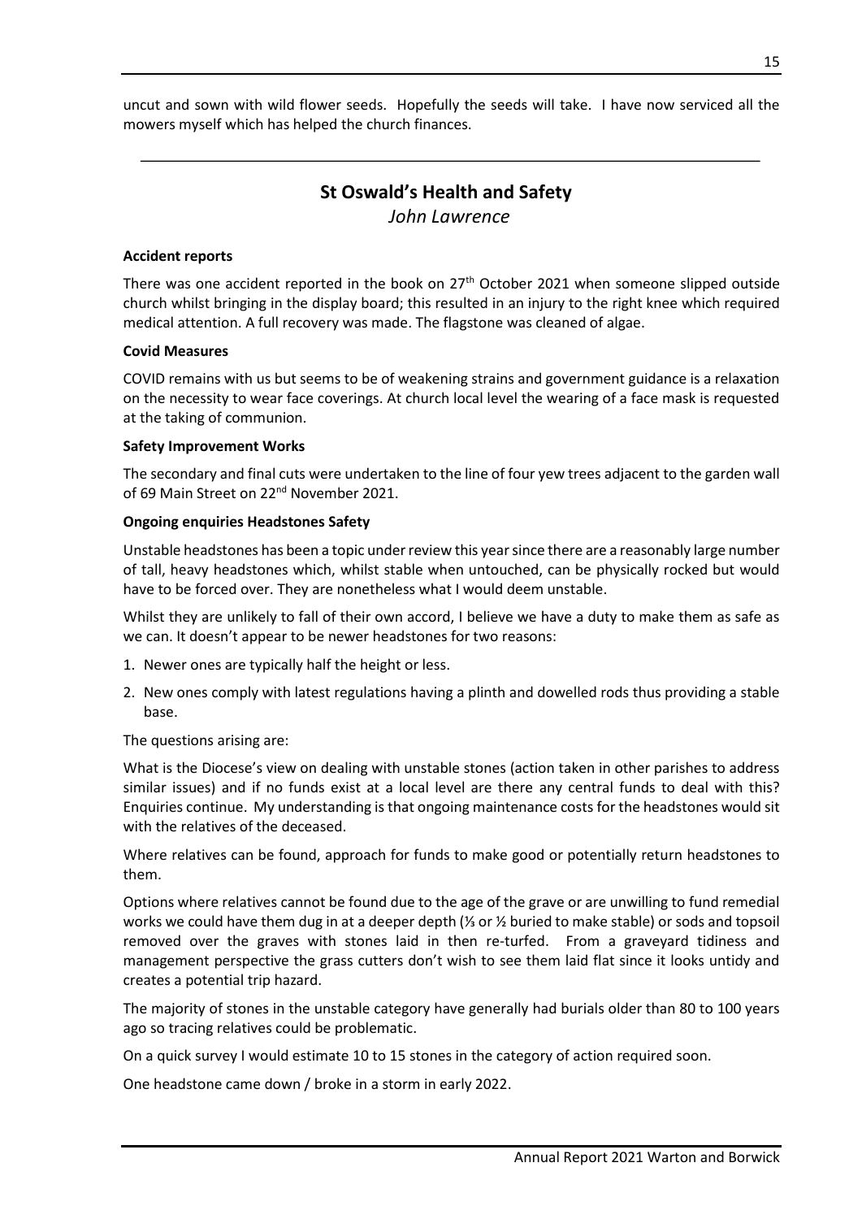uncut and sown with wild flower seeds. Hopefully the seeds will take. I have now serviced all the mowers myself which has helped the church finances.

---

## St Oswald's Health and Safety

*John Lawrence*

**Accident reports**

There was one accident reported in the book on 27th October 2021 when someone slipped outside church whilst bringing in the display board; this resulted in an injury to the right knee which required medical attention. A full recovery was made. The flagstone was cleaned of algae.

**Covid Measures**

COVID remains with us but seems to be of weakening strains and government guidance is a relaxation on the necessity to wear face coverings. At church local level the wearing of a face mask is requested at the taking of communion.

**Safety Improvement Works**

The secondary and final cuts were undertaken to the line of four yew trees adjacent to the garden wall of 69 Main Street on 22nd November 2021.

**Ongoing enquiries Headstones Safety**

Unstable headstones has been a topic under review this year since there are a reasonably large number of tall, heavy headstones which, whilst stable when untouched, can be physically rocked but would have to be forced over. They are nonetheless what I would deem unstable.

Whilst they are unlikely to fall of their own accord, I believe we have a duty to make them as safe as we can. It doesn't appear to be newer headstones for two reasons:

1. Newer ones are typically half the height or less.
2. New ones comply with latest regulations having a plinth and dowelled rods thus providing a stable base.

The questions arising are:

What is the Diocese's view on dealing with unstable stones (action taken in other parishes to address similar issues) and if no funds exist at a local level are there any central funds to deal with this? Enquiries continue. My understanding is that ongoing maintenance costs for the headstones would sit with the relatives of the deceased.

Where relatives can be found, approach for funds to make good or potentially return headstones to them.

Options where relatives cannot be found due to the age of the grave or are unwilling to fund remedial works we could have them dug in at a deeper depth (⅓ or ½ buried to make stable) or sods and topsoil removed over the graves with stones laid in then re-turfed. From a graveyard tidiness and management perspective the grass cutters don't wish to see them laid flat since it looks untidy and creates a potential trip hazard.

The majority of stones in the unstable category have generally had burials older than 80 to 100 years ago so tracing relatives could be problematic.

On a quick survey I would estimate 10 to 15 stones in the category of action required soon.

One headstone came down / broke in a storm in early 2022.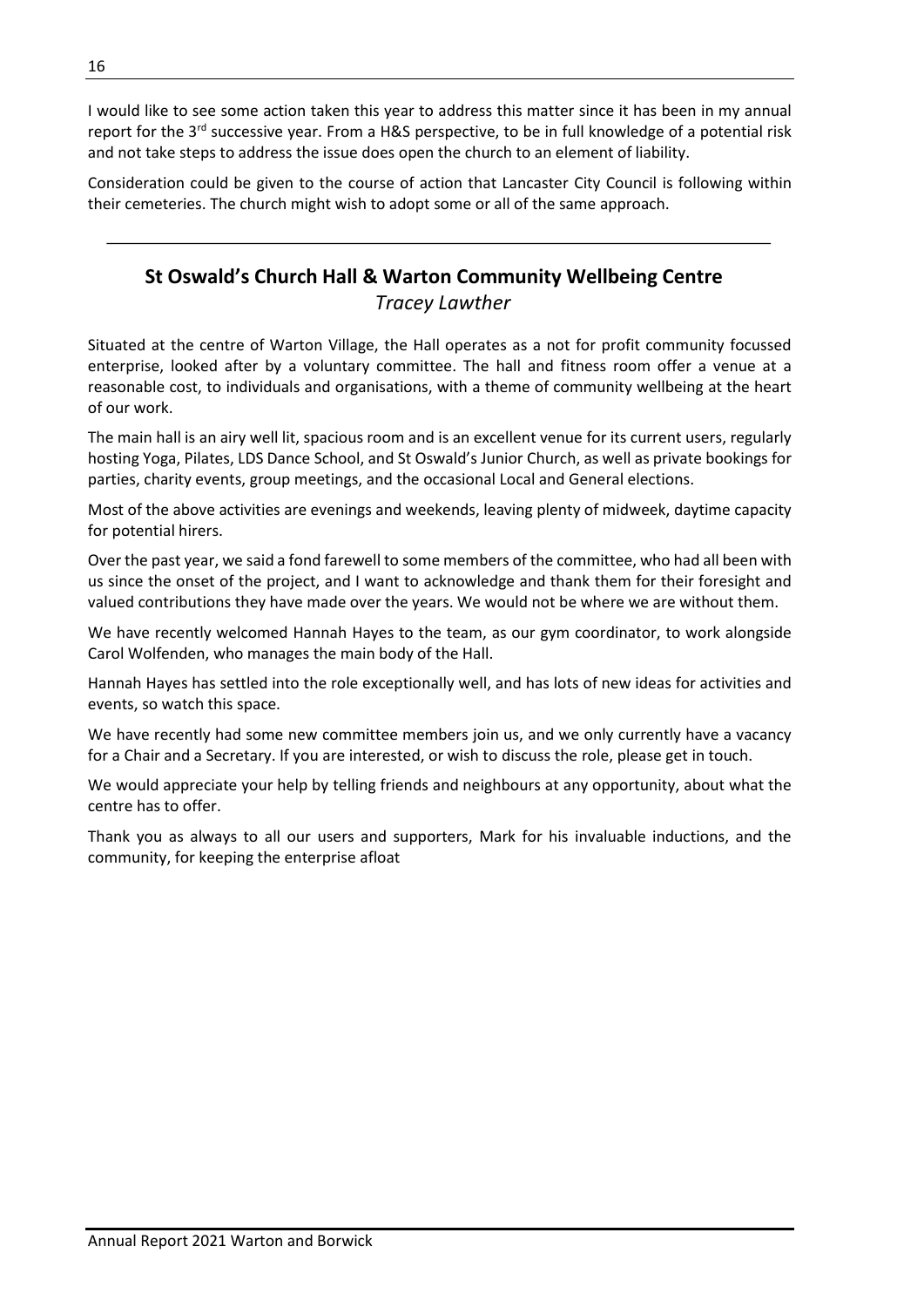I would like to see some action taken this year to address this matter since it has been in my annual report for the 3rd successive year. From a H&S perspective, to be in full knowledge of a potential risk and not take steps to address the issue does open the church to an element of liability.

Consideration could be given to the course of action that Lancaster City Council is following within their cemeteries. The church might wish to adopt some or all of the same approach.

---

## St Oswald's Church Hall & Warton Community Wellbeing Centre

*Tracey Lawther*

Situated at the centre of Warton Village, the Hall operates as a not for profit community focussed enterprise, looked after by a voluntary committee. The hall and fitness room offer a venue at a reasonable cost, to individuals and organisations, with a theme of community wellbeing at the heart of our work.

The main hall is an airy well lit, spacious room and is an excellent venue for its current users, regularly hosting Yoga, Pilates, LDS Dance School, and St Oswald's Junior Church, as well as private bookings for parties, charity events, group meetings, and the occasional Local and General elections.

Most of the above activities are evenings and weekends, leaving plenty of midweek, daytime capacity for potential hirers.

Over the past year, we said a fond farewell to some members of the committee, who had all been with us since the onset of the project, and I want to acknowledge and thank them for their foresight and valued contributions they have made over the years. We would not be where we are without them.

We have recently welcomed Hannah Hayes to the team, as our gym coordinator, to work alongside Carol Wolfenden, who manages the main body of the Hall.

Hannah Hayes has settled into the role exceptionally well, and has lots of new ideas for activities and events, so watch this space.

We have recently had some new committee members join us, and we only currently have a vacancy for a Chair and a Secretary. If you are interested, or wish to discuss the role, please get in touch.

We would appreciate your help by telling friends and neighbours at any opportunity, about what the centre has to offer.

Thank you as always to all our users and supporters, Mark for his invaluable inductions, and the community, for keeping the enterprise afloat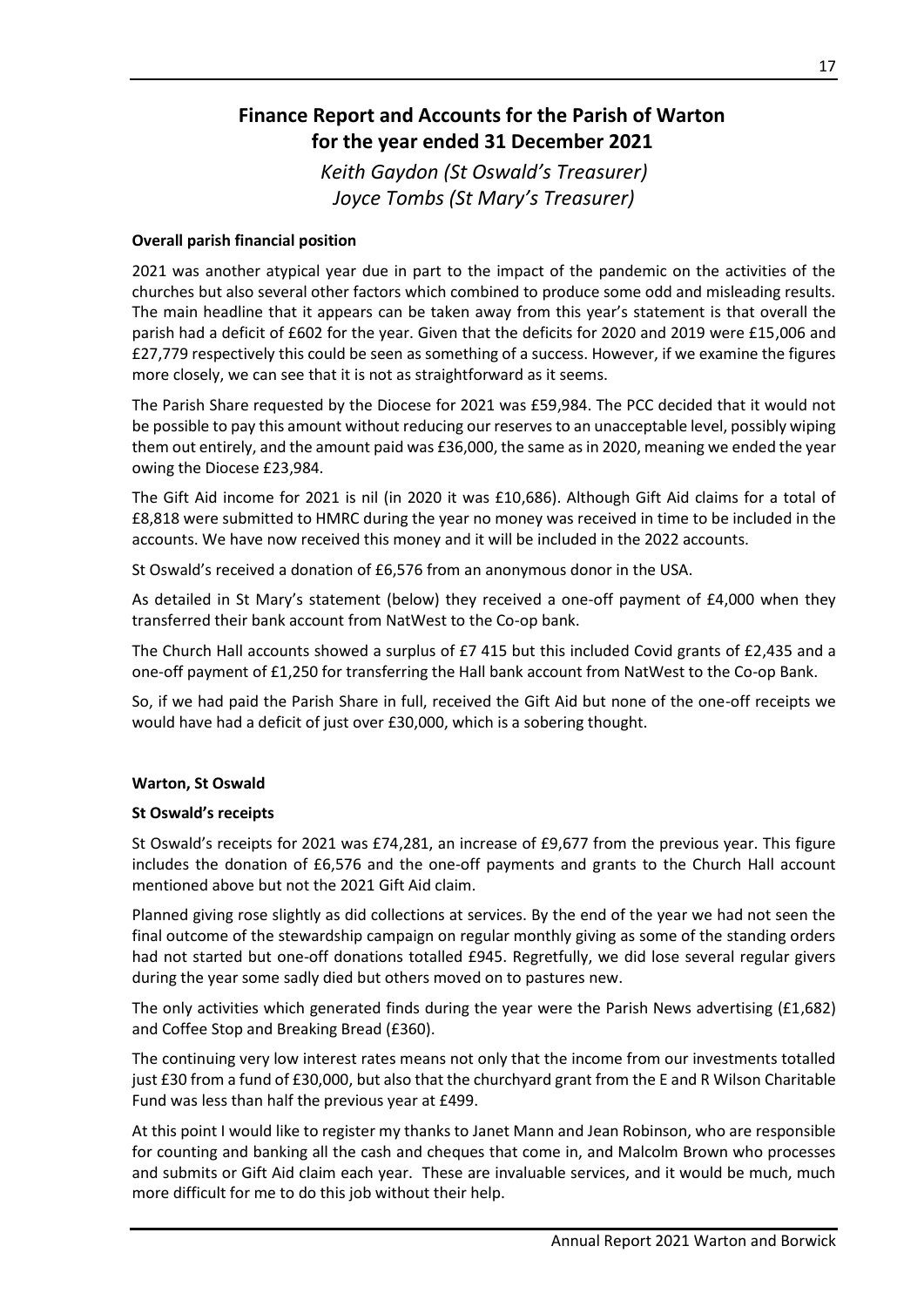# Finance Report and Accounts for the Parish of Warton for the year ended 31 December 2021

*Keith Gaydon (St Oswald's Treasurer)*
*Joyce Tombs (St Mary's Treasurer)*

**Overall parish financial position**

2021 was another atypical year due in part to the impact of the pandemic on the activities of the churches but also several other factors which combined to produce some odd and misleading results. The main headline that it appears can be taken away from this year's statement is that overall the parish had a deficit of £602 for the year. Given that the deficits for 2020 and 2019 were £15,006 and £27,779 respectively this could be seen as something of a success. However, if we examine the figures more closely, we can see that it is not as straightforward as it seems.

The Parish Share requested by the Diocese for 2021 was £59,984. The PCC decided that it would not be possible to pay this amount without reducing our reserves to an unacceptable level, possibly wiping them out entirely, and the amount paid was £36,000, the same as in 2020, meaning we ended the year owing the Diocese £23,984.

The Gift Aid income for 2021 is nil (in 2020 it was £10,686). Although Gift Aid claims for a total of £8,818 were submitted to HMRC during the year no money was received in time to be included in the accounts. We have now received this money and it will be included in the 2022 accounts.

St Oswald's received a donation of £6,576 from an anonymous donor in the USA.

As detailed in St Mary's statement (below) they received a one-off payment of £4,000 when they transferred their bank account from NatWest to the Co-op bank.

The Church Hall accounts showed a surplus of £7 415 but this included Covid grants of £2,435 and a one-off payment of £1,250 for transferring the Hall bank account from NatWest to the Co-op Bank.

So, if we had paid the Parish Share in full, received the Gift Aid but none of the one-off receipts we would have had a deficit of just over £30,000, which is a sobering thought.

**Warton, St Oswald**

**St Oswald's receipts**

St Oswald's receipts for 2021 was £74,281, an increase of £9,677 from the previous year. This figure includes the donation of £6,576 and the one-off payments and grants to the Church Hall account mentioned above but not the 2021 Gift Aid claim.

Planned giving rose slightly as did collections at services. By the end of the year we had not seen the final outcome of the stewardship campaign on regular monthly giving as some of the standing orders had not started but one-off donations totalled £945. Regretfully, we did lose several regular givers during the year some sadly died but others moved on to pastures new.

The only activities which generated finds during the year were the Parish News advertising (£1,682) and Coffee Stop and Breaking Bread (£360).

The continuing very low interest rates means not only that the income from our investments totalled just £30 from a fund of £30,000, but also that the churchyard grant from the E and R Wilson Charitable Fund was less than half the previous year at £499.

At this point I would like to register my thanks to Janet Mann and Jean Robinson, who are responsible for counting and banking all the cash and cheques that come in, and Malcolm Brown who processes and submits or Gift Aid claim each year. These are invaluable services, and it would be much, much more difficult for me to do this job without their help.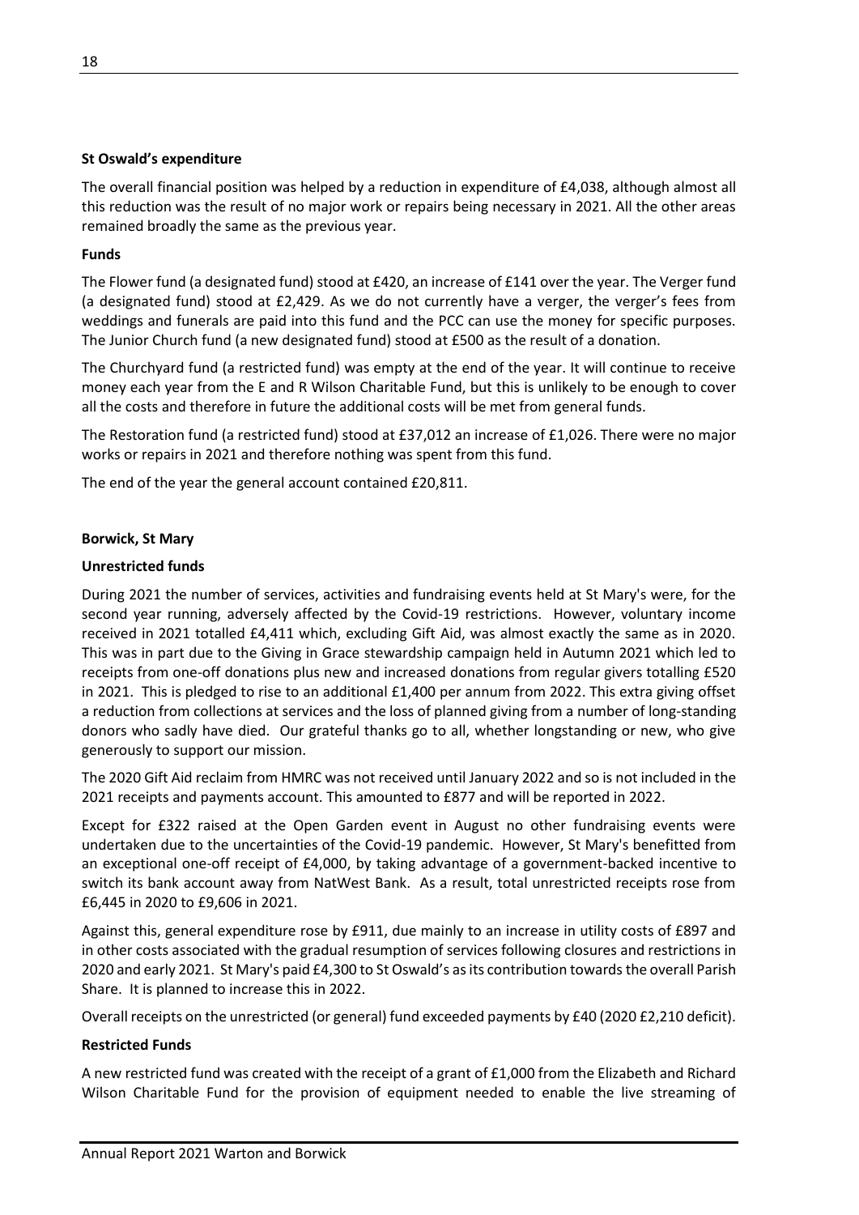**St Oswald's expenditure**

The overall financial position was helped by a reduction in expenditure of £4,038, although almost all this reduction was the result of no major work or repairs being necessary in 2021. All the other areas remained broadly the same as the previous year.

**Funds**

The Flower fund (a designated fund) stood at £420, an increase of £141 over the year. The Verger fund (a designated fund) stood at £2,429. As we do not currently have a verger, the verger's fees from weddings and funerals are paid into this fund and the PCC can use the money for specific purposes. The Junior Church fund (a new designated fund) stood at £500 as the result of a donation.

The Churchyard fund (a restricted fund) was empty at the end of the year. It will continue to receive money each year from the E and R Wilson Charitable Fund, but this is unlikely to be enough to cover all the costs and therefore in future the additional costs will be met from general funds.

The Restoration fund (a restricted fund) stood at £37,012 an increase of £1,026. There were no major works or repairs in 2021 and therefore nothing was spent from this fund.

The end of the year the general account contained £20,811.

**Borwick, St Mary**

**Unrestricted funds**

During 2021 the number of services, activities and fundraising events held at St Mary's were, for the second year running, adversely affected by the Covid-19 restrictions. However, voluntary income received in 2021 totalled £4,411 which, excluding Gift Aid, was almost exactly the same as in 2020. This was in part due to the Giving in Grace stewardship campaign held in Autumn 2021 which led to receipts from one-off donations plus new and increased donations from regular givers totalling £520 in 2021. This is pledged to rise to an additional £1,400 per annum from 2022. This extra giving offset a reduction from collections at services and the loss of planned giving from a number of long-standing donors who sadly have died. Our grateful thanks go to all, whether longstanding or new, who give generously to support our mission.

The 2020 Gift Aid reclaim from HMRC was not received until January 2022 and so is not included in the 2021 receipts and payments account. This amounted to £877 and will be reported in 2022.

Except for £322 raised at the Open Garden event in August no other fundraising events were undertaken due to the uncertainties of the Covid-19 pandemic. However, St Mary's benefitted from an exceptional one-off receipt of £4,000, by taking advantage of a government-backed incentive to switch its bank account away from NatWest Bank. As a result, total unrestricted receipts rose from £6,445 in 2020 to £9,606 in 2021.

Against this, general expenditure rose by £911, due mainly to an increase in utility costs of £897 and in other costs associated with the gradual resumption of services following closures and restrictions in 2020 and early 2021. St Mary's paid £4,300 to St Oswald's as its contribution towards the overall Parish Share. It is planned to increase this in 2022.

Overall receipts on the unrestricted (or general) fund exceeded payments by £40 (2020 £2,210 deficit).

**Restricted Funds**

A new restricted fund was created with the receipt of a grant of £1,000 from the Elizabeth and Richard Wilson Charitable Fund for the provision of equipment needed to enable the live streaming of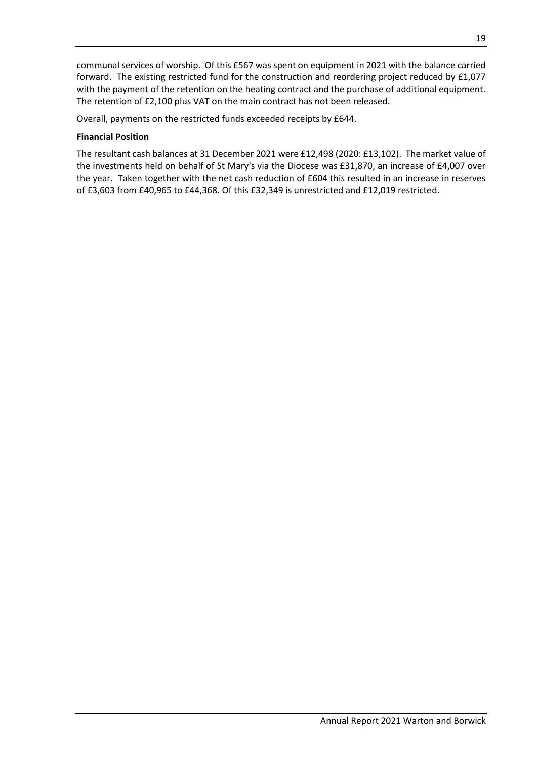communal services of worship. Of this £567 was spent on equipment in 2021 with the balance carried forward. The existing restricted fund for the construction and reordering project reduced by £1,077 with the payment of the retention on the heating contract and the purchase of additional equipment. The retention of £2,100 plus VAT on the main contract has not been released.

Overall, payments on the restricted funds exceeded receipts by £644.

**Financial Position**

The resultant cash balances at 31 December 2021 were £12,498 (2020: £13,102). The market value of the investments held on behalf of St Mary's via the Diocese was £31,870, an increase of £4,007 over the year. Taken together with the net cash reduction of £604 this resulted in an increase in reserves of £3,603 from £40,965 to £44,368. Of this £32,349 is unrestricted and £12,019 restricted.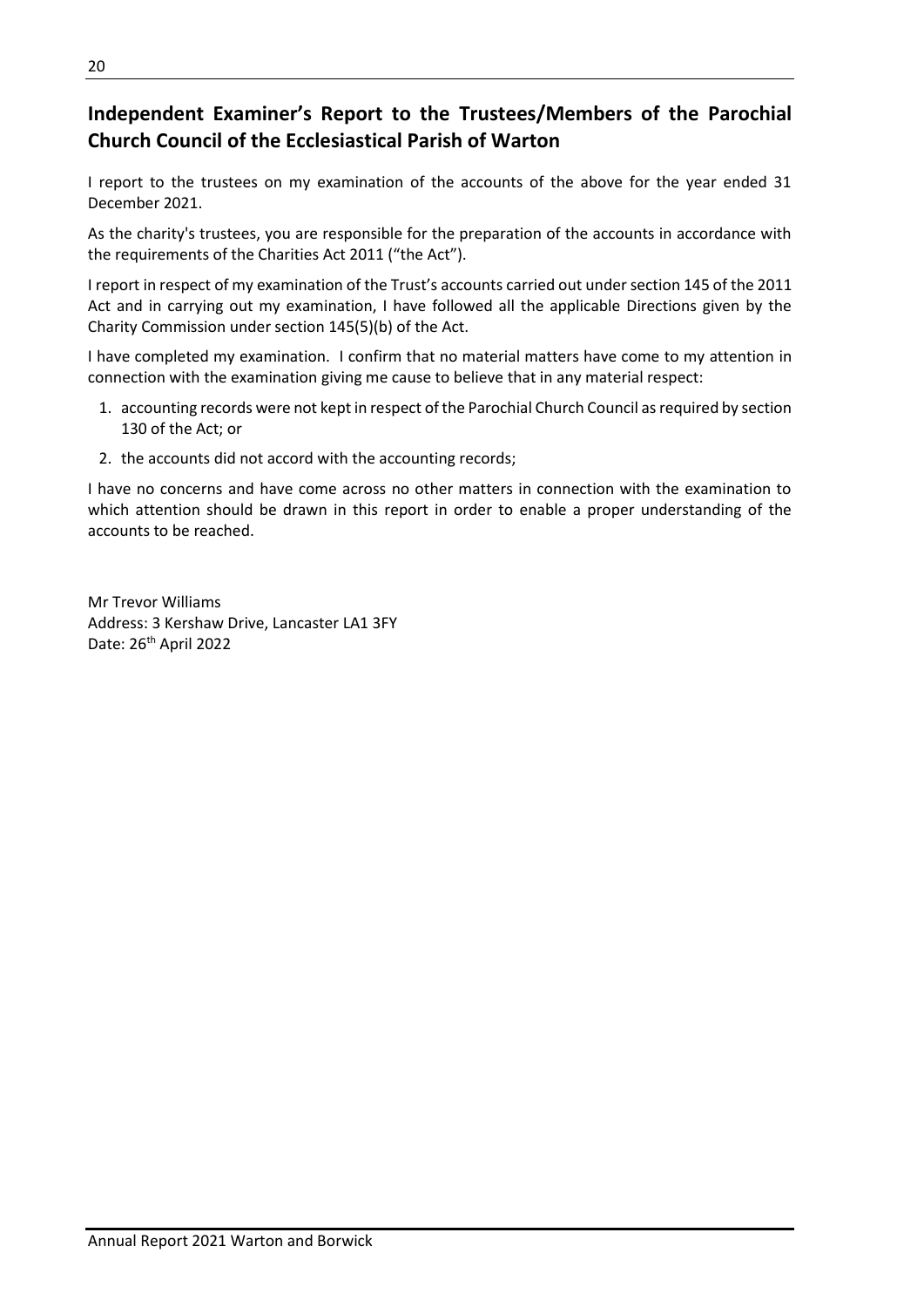## Independent Examiner's Report to the Trustees/Members of the Parochial Church Council of the Ecclesiastical Parish of Warton

I report to the trustees on my examination of the accounts of the above for the year ended 31 December 2021.

As the charity's trustees, you are responsible for the preparation of the accounts in accordance with the requirements of the Charities Act 2011 ("the Act").

I report in respect of my examination of the Trust's accounts carried out under section 145 of the 2011 Act and in carrying out my examination, I have followed all the applicable Directions given by the Charity Commission under section 145(5)(b) of the Act.

I have completed my examination. I confirm that no material matters have come to my attention in connection with the examination giving me cause to believe that in any material respect:

1. accounting records were not kept in respect of the Parochial Church Council as required by section 130 of the Act; or
2. the accounts did not accord with the accounting records;

I have no concerns and have come across no other matters in connection with the examination to which attention should be drawn in this report in order to enable a proper understanding of the accounts to be reached.

Mr Trevor Williams
Address: 3 Kershaw Drive, Lancaster LA1 3FY
Date: 26th April 2022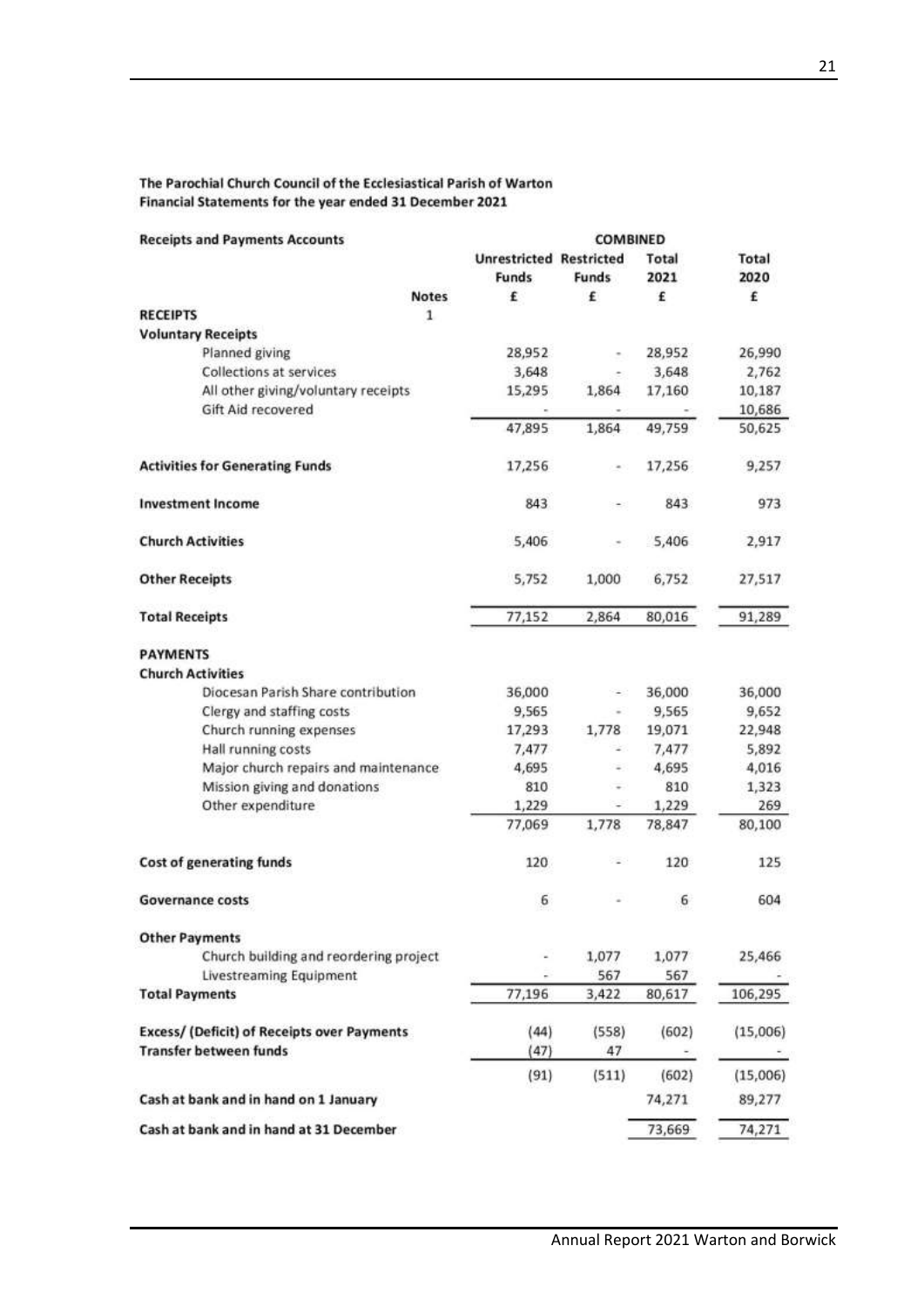**The Parochial Church Council of the Ecclesiastical Parish of Warton**
**Financial Statements for the year ended 31 December 2021**

| **Receipts and Payments Accounts** | | **COMBINED** | | | |
|---|---|---|---|---|---|
| | | **Unrestricted Funds** | **Restricted Funds** | **Total 2021** | **Total 2020** |
| | **Notes** | **£** | **£** | **£** | **£** |
| **RECEIPTS** | 1 | | | | |
| **Voluntary Receipts** | | | | | |
| Planned giving | | 28,952 | - | 28,952 | 26,990 |
| Collections at services | | 3,648 | - | 3,648 | 2,762 |
| All other giving/voluntary receipts | | 15,295 | 1,864 | 17,160 | 10,187 |
| Gift Aid recovered | | - | - | - | 10,686 |
| | | 47,895 | 1,864 | 49,759 | 50,625 |
| **Activities for Generating Funds** | | 17,256 | - | 17,256 | 9,257 |
| **Investment Income** | | 843 | - | 843 | 973 |
| **Church Activities** | | 5,406 | - | 5,406 | 2,917 |
| **Other Receipts** | | 5,752 | 1,000 | 6,752 | 27,517 |
| **Total Receipts** | | 77,152 | 2,864 | 80,016 | 91,289 |
| **PAYMENTS** | | | | | |
| **Church Activities** | | | | | |
| Diocesan Parish Share contribution | | 36,000 | - | 36,000 | 36,000 |
| Clergy and staffing costs | | 9,565 | - | 9,565 | 9,652 |
| Church running expenses | | 17,293 | 1,778 | 19,071 | 22,948 |
| Hall running costs | | 7,477 | - | 7,477 | 5,892 |
| Major church repairs and maintenance | | 4,695 | - | 4,695 | 4,016 |
| Mission giving and donations | | 810 | - | 810 | 1,323 |
| Other expenditure | | 1,229 | - | 1,229 | 269 |
| | | 77,069 | 1,778 | 78,847 | 80,100 |
| **Cost of generating funds** | | 120 | - | 120 | 125 |
| **Governance costs** | | 6 | - | 6 | 604 |
| **Other Payments** | | | | | |
| Church building and reordering project | | - | 1,077 | 1,077 | 25,466 |
| Livestreaming Equipment | | - | 567 | 567 | - |
| **Total Payments** | | 77,196 | 3,422 | 80,617 | 106,295 |
| **Excess/ (Deficit) of Receipts over Payments** | | (44) | (558) | (602) | (15,006) |
| **Transfer between funds** | | (47) | 47 | - | - |
| | | (91) | (511) | (602) | (15,006) |
| **Cash at bank and in hand on 1 January** | | | | 74,271 | 89,277 |
| **Cash at bank and in hand at 31 December** | | | | 73,669 | 74,271 |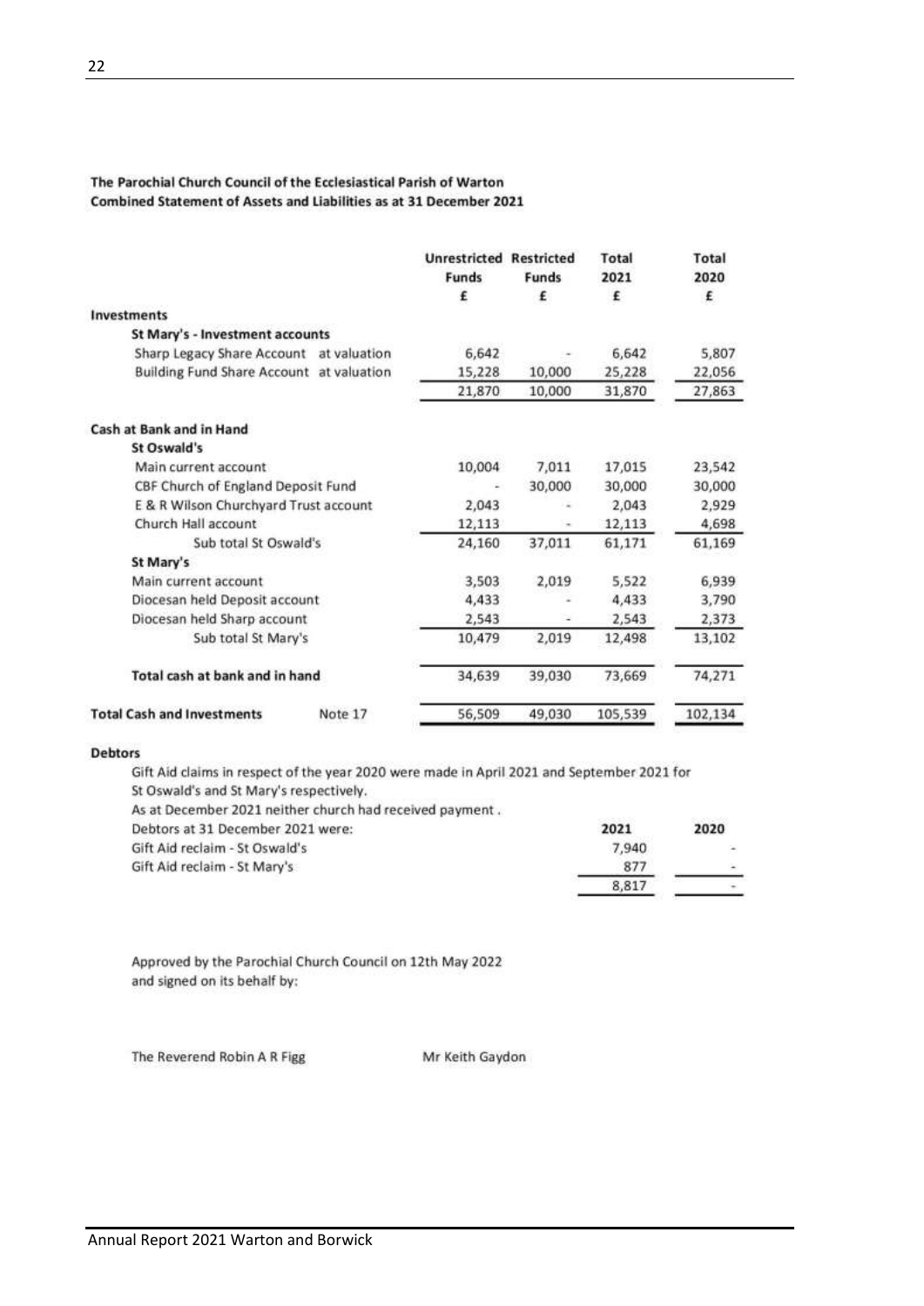**The Parochial Church Council of the Ecclesiastical Parish of Warton**
**Combined Statement of Assets and Liabilities as at 31 December 2021**

| | Unrestricted Funds £ | Restricted Funds £ | Total 2021 £ | Total 2020 £ |
|---|---|---|---|---|
| **Investments** | | | | |
| **St Mary's - Investment accounts** | | | | |
| Sharp Legacy Share Account at valuation | 6,642 | - | 6,642 | 5,807 |
| Building Fund Share Account at valuation | 15,228 | 10,000 | 25,228 | 22,056 |
| | 21,870 | 10,000 | 31,870 | 27,863 |
| **Cash at Bank and in Hand** | | | | |
| **St Oswald's** | | | | |
| Main current account | 10,004 | 7,011 | 17,015 | 23,542 |
| CBF Church of England Deposit Fund | - | 30,000 | 30,000 | 30,000 |
| E & R Wilson Churchyard Trust account | 2,043 | - | 2,043 | 2,929 |
| Church Hall account | 12,113 | - | 12,113 | 4,698 |
| Sub total St Oswald's | 24,160 | 37,011 | 61,171 | 61,169 |
| **St Mary's** | | | | |
| Main current account | 3,503 | 2,019 | 5,522 | 6,939 |
| Diocesan held Deposit account | 4,433 | - | 4,433 | 3,790 |
| Diocesan held Sharp account | 2,543 | - | 2,543 | 2,373 |
| Sub total St Mary's | 10,479 | 2,019 | 12,498 | 13,102 |
| **Total cash at bank and in hand** | 34,639 | 39,030 | 73,669 | 74,271 |
| **Total Cash and Investments** Note 17 | 56,509 | 49,030 | 105,539 | 102,134 |

**Debtors**

Gift Aid claims in respect of the year 2020 were made in April 2021 and September 2021 for St Oswald's and St Mary's respectively.
As at December 2021 neither church had received payment .

| Debtors at 31 December 2021 were: | 2021 | 2020 |
|---|---|---|
| Gift Aid reclaim - St Oswald's | 7,940 | - |
| Gift Aid reclaim - St Mary's | 877 | - |
| | 8,817 | - |

Approved by the Parochial Church Council on 12th May 2022
and signed on its behalf by:

The Reverend Robin A R Figg Mr Keith Gaydon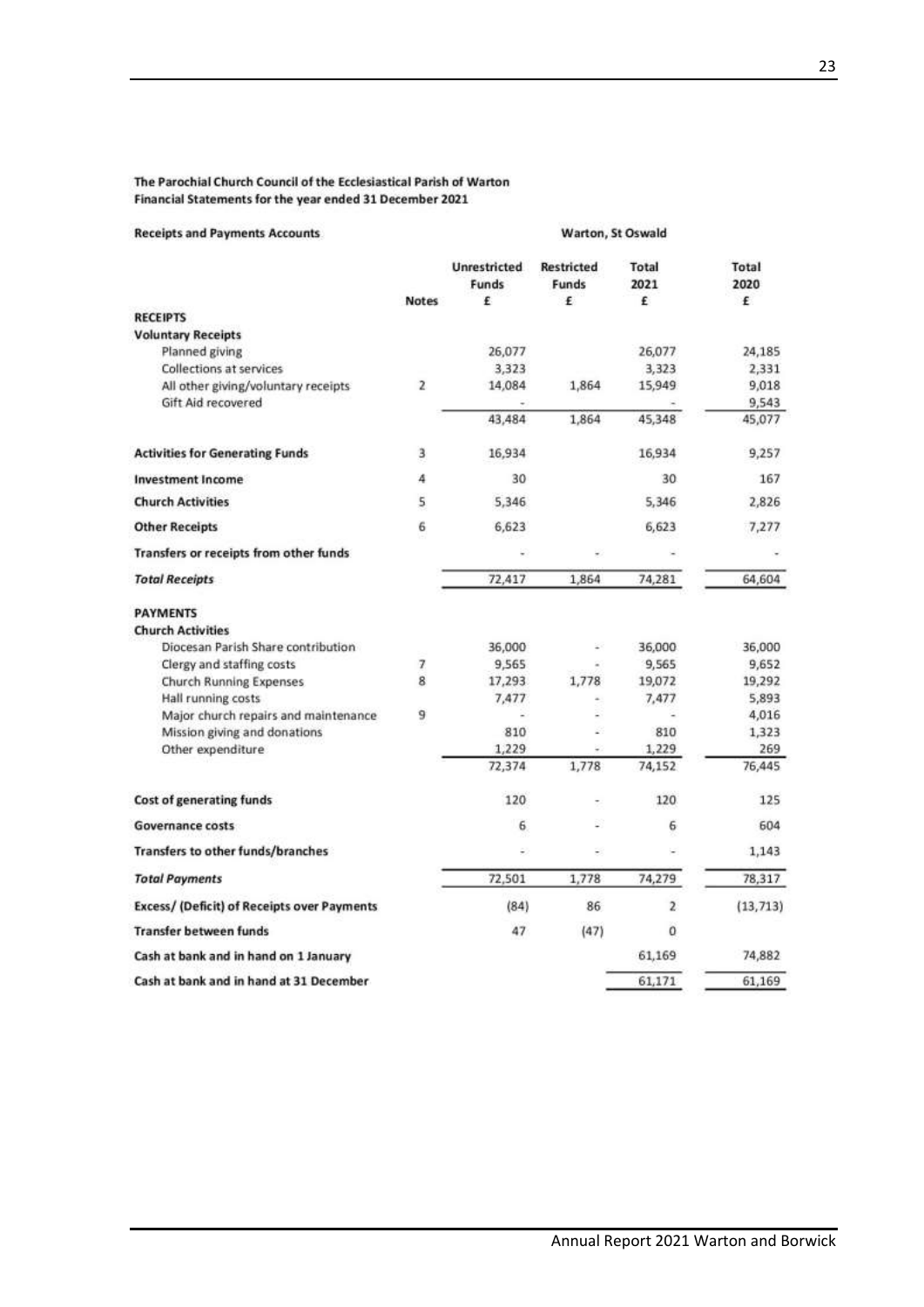**The Parochial Church Council of the Ecclesiastical Parish of Warton**
**Financial Statements for the year ended 31 December 2021**

**Receipts and Payments Accounts** — **Warton, St Oswald**

| | Notes | Unrestricted Funds £ | Restricted Funds £ | Total 2021 £ | Total 2020 £ |
|---|---|---|---|---|---|
| **RECEIPTS** | | | | | |
| **Voluntary Receipts** | | | | | |
| Planned giving | | 26,077 | | 26,077 | 24,185 |
| Collections at services | | 3,323 | | 3,323 | 2,331 |
| All other giving/voluntary receipts | 2 | 14,084 | 1,864 | 15,949 | 9,018 |
| Gift Aid recovered | | - | | - | 9,543 |
| | | 43,484 | 1,864 | 45,348 | 45,077 |
| **Activities for Generating Funds** | 3 | 16,934 | | 16,934 | 9,257 |
| **Investment Income** | 4 | 30 | | 30 | 167 |
| **Church Activities** | 5 | 5,346 | | 5,346 | 2,826 |
| **Other Receipts** | 6 | 6,623 | | 6,623 | 7,277 |
| **Transfers or receipts from other funds** | | - | - | - | - |
| ***Total Receipts*** | | 72,417 | 1,864 | 74,281 | 64,604 |
| **PAYMENTS** | | | | | |
| **Church Activities** | | | | | |
| Diocesan Parish Share contribution | | 36,000 | - | 36,000 | 36,000 |
| Clergy and staffing costs | 7 | 9,565 | - | 9,565 | 9,652 |
| Church Running Expenses | 8 | 17,293 | 1,778 | 19,072 | 19,292 |
| Hall running costs | | 7,477 | - | 7,477 | 5,893 |
| Major church repairs and maintenance | 9 | - | - | - | 4,016 |
| Mission giving and donations | | 810 | - | 810 | 1,323 |
| Other expenditure | | 1,229 | - | 1,229 | 269 |
| | | 72,374 | 1,778 | 74,152 | 76,445 |
| **Cost of generating funds** | | 120 | - | 120 | 125 |
| **Governance costs** | | 6 | - | 6 | 604 |
| **Transfers to other funds/branches** | | - | - | - | 1,143 |
| ***Total Payments*** | | 72,501 | 1,778 | 74,279 | 78,317 |
| **Excess/ (Deficit) of Receipts over Payments** | | (84) | 86 | 2 | (13,713) |
| **Transfer between funds** | | 47 | (47) | 0 | |
| **Cash at bank and in hand on 1 January** | | | | 61,169 | 74,882 |
| **Cash at bank and in hand at 31 December** | | | | 61,171 | 61,169 |

Annual Report 2021 Warton and Borwick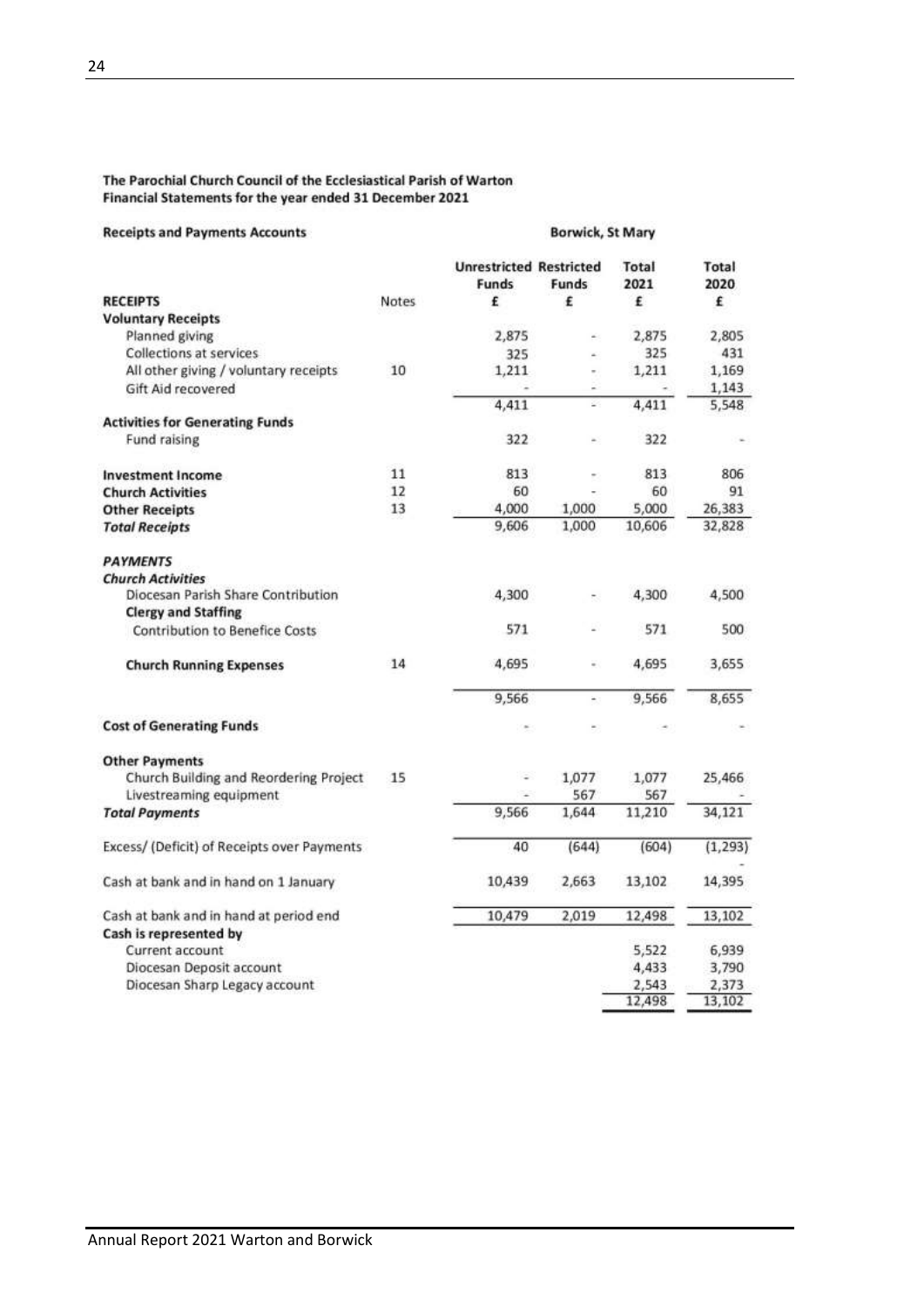**The Parochial Church Council of the Ecclesiastical Parish of Warton**
**Financial Statements for the year ended 31 December 2021**

**Receipts and Payments Accounts** — **Borwick, St Mary**

| RECEIPTS | Notes | Unrestricted Funds £ | Restricted Funds £ | Total 2021 £ | Total 2020 £ |
|---|---|---|---|---|---|
| **Voluntary Receipts** | | | | | |
| Planned giving | | 2,875 | - | 2,875 | 2,805 |
| Collections at services | | 325 | - | 325 | 431 |
| All other giving / voluntary receipts | 10 | 1,211 | - | 1,211 | 1,169 |
| Gift Aid recovered | | - | - | - | 1,143 |
| | | 4,411 | - | 4,411 | 5,548 |
| **Activities for Generating Funds** | | | | | |
| Fund raising | | 322 | - | 322 | - |
| **Investment Income** | 11 | 813 | - | 813 | 806 |
| **Church Activities** | 12 | 60 | - | 60 | 91 |
| **Other Receipts** | 13 | 4,000 | 1,000 | 5,000 | 26,383 |
| ***Total Receipts*** | | 9,606 | 1,000 | 10,606 | 32,828 |
| ***PAYMENTS*** | | | | | |
| ***Church Activities*** | | | | | |
| Diocesan Parish Share Contribution | | 4,300 | - | 4,300 | 4,500 |
| **Clergy and Staffing** | | | | | |
| Contribution to Benefice Costs | | 571 | - | 571 | 500 |
| **Church Running Expenses** | 14 | 4,695 | - | 4,695 | 3,655 |
| | | 9,566 | - | 9,566 | 8,655 |
| **Cost of Generating Funds** | | - | - | - | - |
| **Other Payments** | | | | | |
| Church Building and Reordering Project | 15 | - | 1,077 | 1,077 | 25,466 |
| Livestreaming equipment | | - | 567 | 567 | - |
| ***Total Payments*** | | 9,566 | 1,644 | 11,210 | 34,121 |
| Excess/ (Deficit) of Receipts over Payments | | 40 | (644) | (604) | (1,293) |
| Cash at bank and in hand on 1 January | | 10,439 | 2,663 | 13,102 | 14,395 |
| Cash at bank and in hand at period end | | 10,479 | 2,019 | 12,498 | 13,102 |
| **Cash is represented by** | | | | | |
| Current account | | | | 5,522 | 6,939 |
| Diocesan Deposit account | | | | 4,433 | 3,790 |
| Diocesan Sharp Legacy account | | | | 2,543 | 2,373 |
| | | | | 12,498 | 13,102 |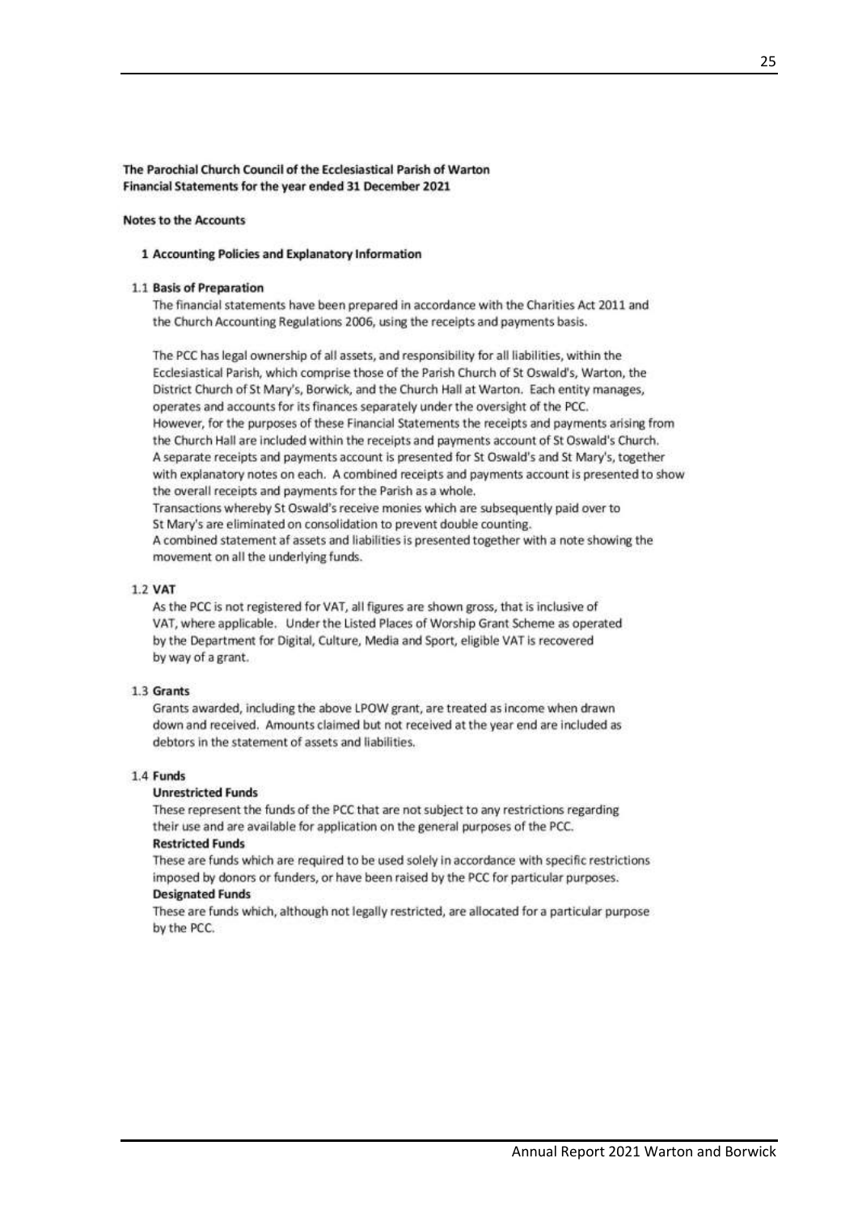**The Parochial Church Council of the Ecclesiastical Parish of Warton**
**Financial Statements for the year ended 31 December 2021**

**Notes to the Accounts**

## 1 Accounting Policies and Explanatory Information

### 1.1 Basis of Preparation

The financial statements have been prepared in accordance with the Charities Act 2011 and the Church Accounting Regulations 2006, using the receipts and payments basis.

The PCC has legal ownership of all assets, and responsibility for all liabilities, within the Ecclesiastical Parish, which comprise those of the Parish Church of St Oswald's, Warton, the District Church of St Mary's, Borwick, and the Church Hall at Warton. Each entity manages, operates and accounts for its finances separately under the oversight of the PCC.
However, for the purposes of these Financial Statements the receipts and payments arising from the Church Hall are included within the receipts and payments account of St Oswald's Church.
A separate receipts and payments account is presented for St Oswald's and St Mary's, together with explanatory notes on each. A combined receipts and payments account is presented to show the overall receipts and payments for the Parish as a whole.
Transactions whereby St Oswald's receive monies which are subsequently paid over to St Mary's are eliminated on consolidation to prevent double counting.
A combined statement af assets and liabilities is presented together with a note showing the movement on all the underlying funds.

### 1.2 VAT

As the PCC is not registered for VAT, all figures are shown gross, that is inclusive of VAT, where applicable. Under the Listed Places of Worship Grant Scheme as operated by the Department for Digital, Culture, Media and Sport, eligible VAT is recovered by way of a grant.

### 1.3 Grants

Grants awarded, including the above LPOW grant, are treated as income when drawn down and received. Amounts claimed but not received at the year end are included as debtors in the statement of assets and liabilities.

### 1.4 Funds

**Unrestricted Funds**

These represent the funds of the PCC that are not subject to any restrictions regarding their use and are available for application on the general purposes of the PCC.

**Restricted Funds**

These are funds which are required to be used solely in accordance with specific restrictions imposed by donors or funders, or have been raised by the PCC for particular purposes.

**Designated Funds**

These are funds which, although not legally restricted, are allocated for a particular purpose by the PCC.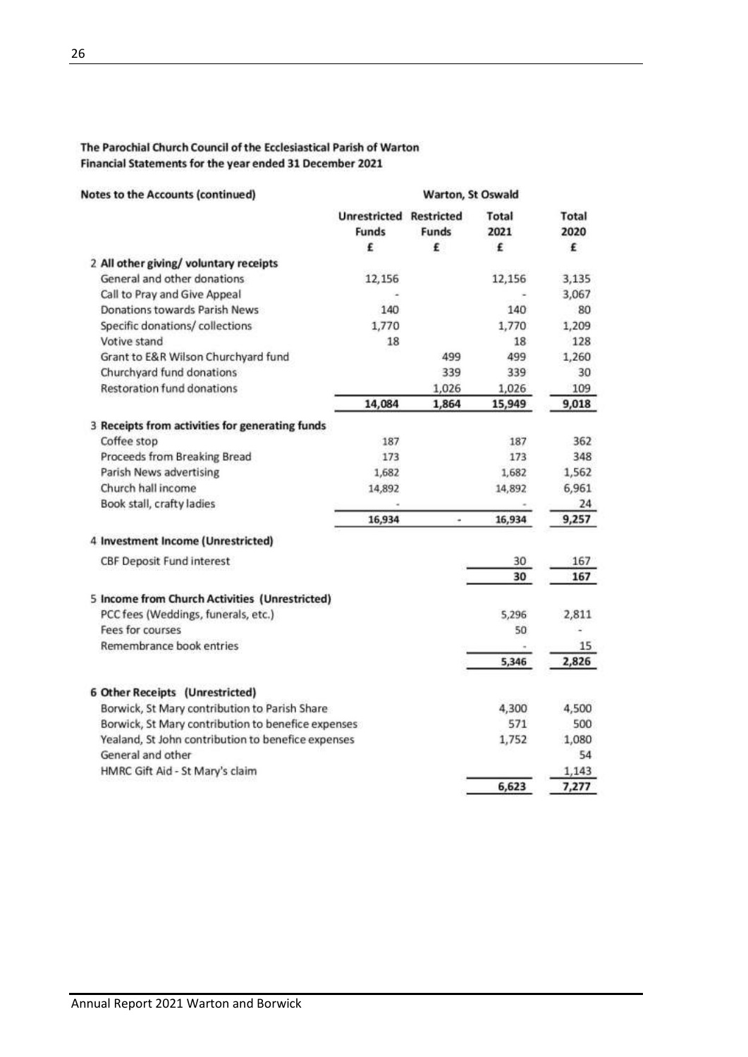The Parochial Church Council of the Ecclesiastical Parish of Warton
Financial Statements for the year ended 31 December 2021

| Notes to the Accounts (continued) | Warton, St Oswald | | | |
|---|---|---|---|---|
| | Unrestricted Funds £ | Restricted Funds £ | Total 2021 £ | Total 2020 £ |
| **2 All other giving/ voluntary receipts** | | | | |
| General and other donations | 12,156 | | 12,156 | 3,135 |
| Call to Pray and Give Appeal | - | | - | 3,067 |
| Donations towards Parish News | 140 | | 140 | 80 |
| Specific donations/ collections | 1,770 | | 1,770 | 1,209 |
| Votive stand | 18 | | 18 | 128 |
| Grant to E&R Wilson Churchyard fund | | 499 | 499 | 1,260 |
| Churchyard fund donations | | 339 | 339 | 30 |
| Restoration fund donations | | 1,026 | 1,026 | 109 |
| | 14,084 | 1,864 | 15,949 | 9,018 |
| **3 Receipts from activities for generating funds** | | | | |
| Coffee stop | 187 | | 187 | 362 |
| Proceeds from Breaking Bread | 173 | | 173 | 348 |
| Parish News advertising | 1,682 | | 1,682 | 1,562 |
| Church hall income | 14,892 | | 14,892 | 6,961 |
| Book stall, crafty ladies | - | | - | 24 |
| | 16,934 | - | 16,934 | 9,257 |
| **4 Investment Income (Unrestricted)** | | | | |
| CBF Deposit Fund interest | | | 30 | 167 |
| | | | 30 | 167 |
| **5 Income from Church Activities (Unrestricted)** | | | | |
| PCC fees (Weddings, funerals, etc.) | | | 5,296 | 2,811 |
| Fees for courses | | | 50 | - |
| Remembrance book entries | | | - | 15 |
| | | | 5,346 | 2,826 |
| **6 Other Receipts (Unrestricted)** | | | | |
| Borwick, St Mary contribution to Parish Share | | | 4,300 | 4,500 |
| Borwick, St Mary contribution to benefice expenses | | | 571 | 500 |
| Yealand, St John contribution to benefice expenses | | | 1,752 | 1,080 |
| General and other | | | | 54 |
| HMRC Gift Aid - St Mary's claim | | | | 1,143 |
| | | | 6,623 | 7,277 |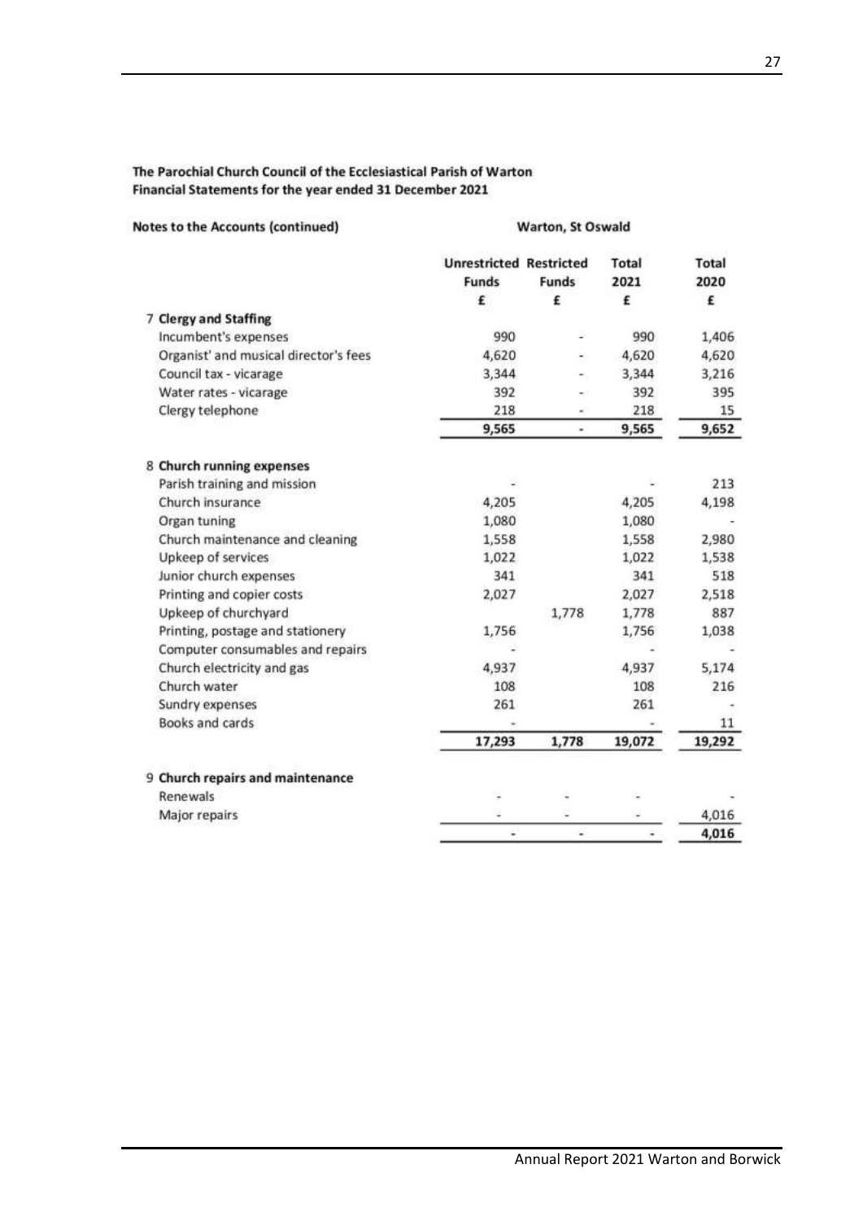**The Parochial Church Council of the Ecclesiastical Parish of Warton**
**Financial Statements for the year ended 31 December 2021**

**Notes to the Accounts (continued)**

**Warton, St Oswald**

| | Unrestricted Funds £ | Restricted Funds £ | Total 2021 £ | Total 2020 £ |
|---|---|---|---|---|
| **7 Clergy and Staffing** | | | | |
| Incumbent's expenses | 990 | - | 990 | 1,406 |
| Organist' and musical director's fees | 4,620 | - | 4,620 | 4,620 |
| Council tax - vicarage | 3,344 | - | 3,344 | 3,216 |
| Water rates - vicarage | 392 | - | 392 | 395 |
| Clergy telephone | 218 | - | 218 | 15 |
| | 9,565 | - | 9,565 | 9,652 |
| | | | | |
| **8 Church running expenses** | | | | |
| Parish training and mission | - | | - | 213 |
| Church insurance | 4,205 | | 4,205 | 4,198 |
| Organ tuning | 1,080 | | 1,080 | - |
| Church maintenance and cleaning | 1,558 | | 1,558 | 2,980 |
| Upkeep of services | 1,022 | | 1,022 | 1,538 |
| Junior church expenses | 341 | | 341 | 518 |
| Printing and copier costs | 2,027 | | 2,027 | 2,518 |
| Upkeep of churchyard | | 1,778 | 1,778 | 887 |
| Printing, postage and stationery | 1,756 | | 1,756 | 1,038 |
| Computer consumables and repairs | - | | - | - |
| Church electricity and gas | 4,937 | | 4,937 | 5,174 |
| Church water | 108 | | 108 | 216 |
| Sundry expenses | 261 | | 261 | - |
| Books and cards | - | | - | 11 |
| | 17,293 | 1,778 | 19,072 | 19,292 |
| | | | | |
| **9 Church repairs and maintenance** | | | | |
| Renewals | - | - | - | - |
| Major repairs | - | - | - | 4,016 |
| | - | - | - | 4,016 |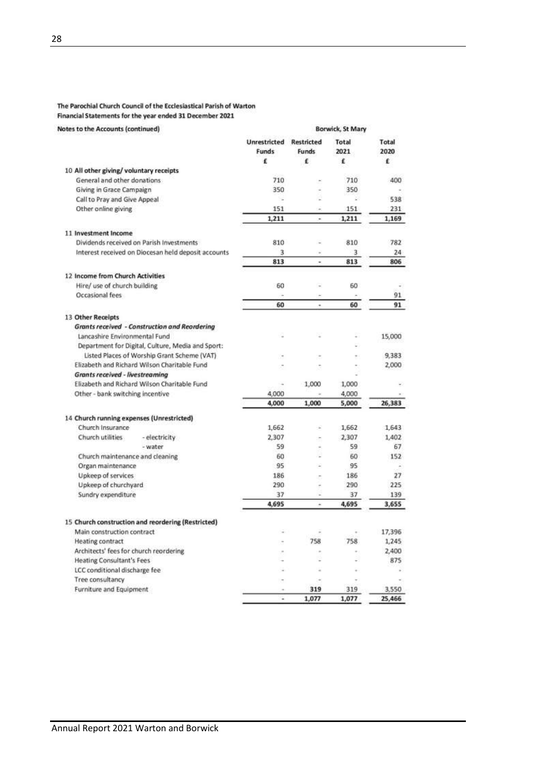**The Parochial Church Council of the Ecclesiastical Parish of Warton**
**Financial Statements for the year ended 31 December 2021**

**Notes to the Accounts (continued)**

| | Borwick, St Mary | | | |
|---|---|---|---|---|
| | Unrestricted Funds | Restricted Funds | Total 2021 | Total 2020 |
| | £ | £ | £ | £ |
| **10 All other giving/ voluntary receipts** | | | | |
| General and other donations | 710 | - | 710 | 400 |
| Giving in Grace Campaign | 350 | - | 350 | - |
| Call to Pray and Give Appeal | - | - | - | 538 |
| Other online giving | 151 | - | 151 | 231 |
| | 1,211 | - | 1,211 | 1,169 |
| **11 Investment Income** | | | | |
| Dividends received on Parish Investments | 810 | - | 810 | 782 |
| Interest received on Diocesan held deposit accounts | 3 | - | 3 | 24 |
| | 813 | - | 813 | 806 |
| **12 Income from Church Activities** | | | | |
| Hire/ use of church building | 60 | - | 60 | - |
| Occasional fees | - | - | - | 91 |
| | 60 | - | 60 | 91 |
| **13 Other Receipts** | | | | |
| ***Grants received - Construction and Reordering*** | | | | |
| Lancashire Environmental Fund | - | - | - | 15,000 |
| Department for Digital, Culture, Media and Sport: | | | - | |
| Listed Places of Worship Grant Scheme (VAT) | - | - | - | 9,383 |
| Elizabeth and Richard Wilson Charitable Fund | - | - | - | 2,000 |
| ***Grants received - livestreaming*** | | | - | |
| Elizabeth and Richard Wilson Charitable Fund | - | 1,000 | 1,000 | - |
| Other - bank switching incentive | 4,000 | - | 4,000 | - |
| | 4,000 | 1,000 | 5,000 | 26,383 |
| **14 Church running expenses (Unrestricted)** | | | | |
| Church Insurance | 1,662 | - | 1,662 | 1,643 |
| Church utilities - electricity | 2,307 | - | 2,307 | 1,402 |
| - water | 59 | - | 59 | 67 |
| Church maintenance and cleaning | 60 | - | 60 | 152 |
| Organ maintenance | 95 | - | 95 | - |
| Upkeep of services | 186 | - | 186 | 27 |
| Upkeep of churchyard | 290 | - | 290 | 225 |
| Sundry expenditure | 37 | - | 37 | 139 |
| | 4,695 | - | 4,695 | 3,655 |
| **15 Church construction and reordering (Restricted)** | | | | |
| Main construction contract | - | - | - | 17,396 |
| Heating contract | - | 758 | 758 | 1,245 |
| Architects' fees for church reordering | - | - | - | 2,400 |
| Heating Consultant's Fees | - | - | - | 875 |
| LCC conditional discharge fee | - | - | - | - |
| Tree consultancy | - | - | - | - |
| Furniture and Equipment | - | 319 | 319 | 3,550 |
| | - | 1,077 | 1,077 | 25,466 |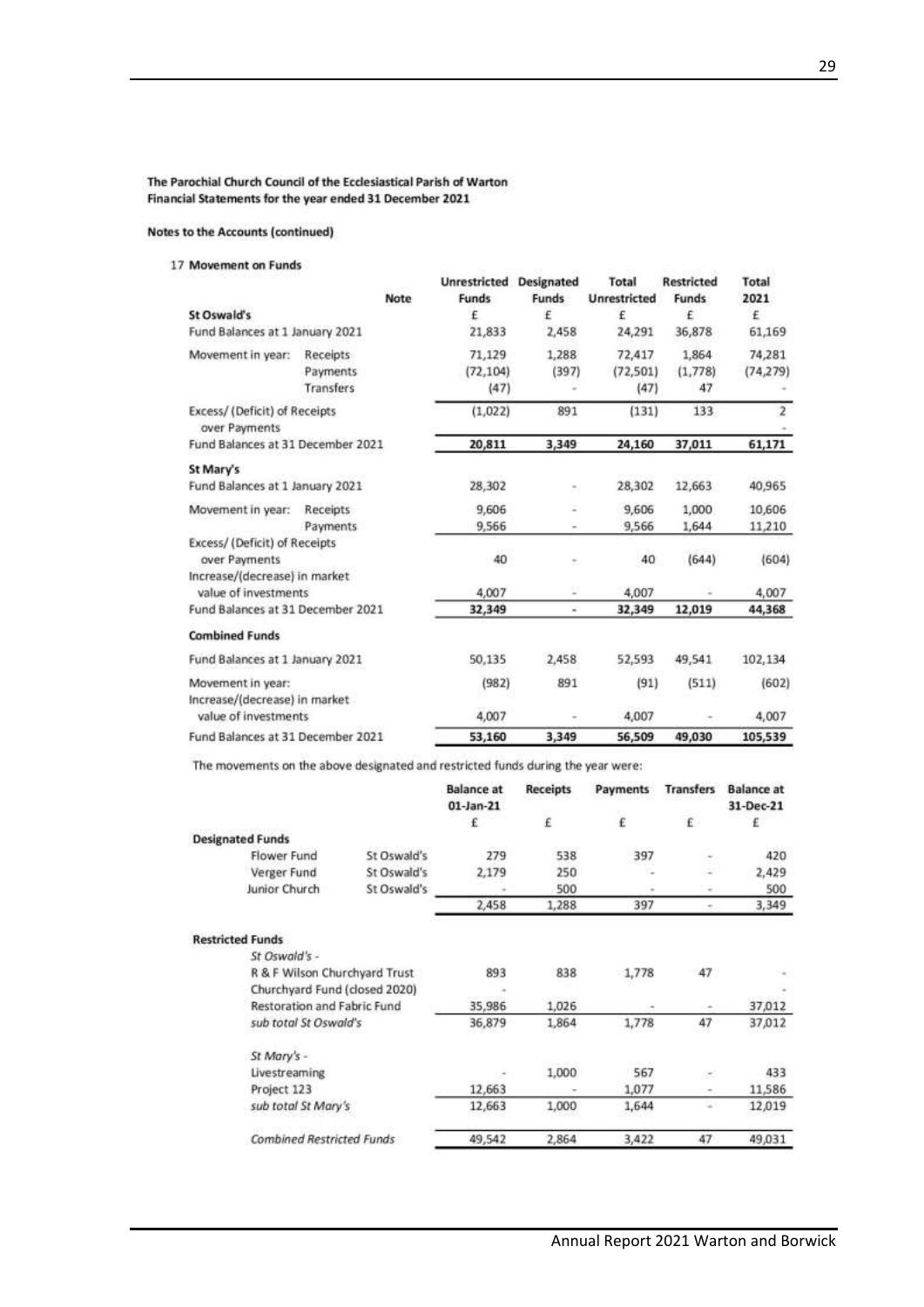The Parochial Church Council of the Ecclesiastical Parish of Warton
Financial Statements for the year ended 31 December 2021

Notes to the Accounts (continued)

17 Movement on Funds

| | Note | Unrestricted Funds | Designated Funds | Total Unrestricted | Restricted Funds | Total 2021 |
|---|---|---|---|---|---|---|
| **St Oswald's** | | £ | £ | £ | £ | £ |
| Fund Balances at 1 January 2021 | | 21,833 | 2,458 | 24,291 | 36,878 | 61,169 |
| Movement in year: Receipts | | 71,129 | 1,288 | 72,417 | 1,864 | 74,281 |
| Payments | | (72,104) | (397) | (72,501) | (1,778) | (74,279) |
| Transfers | | (47) | - | (47) | 47 | - |
| Excess/ (Deficit) of Receipts over Payments | | (1,022) | 891 | (131) | 133 | 2 |
| Fund Balances at 31 December 2021 | | 20,811 | 3,349 | 24,160 | 37,011 | 61,171 |
| **St Mary's** | | | | | | |
| Fund Balances at 1 January 2021 | | 28,302 | - | 28,302 | 12,663 | 40,965 |
| Movement in year: Receipts | | 9,606 | - | 9,606 | 1,000 | 10,606 |
| Payments | | 9,566 | - | 9,566 | 1,644 | 11,210 |
| Excess/ (Deficit) of Receipts over Payments | | 40 | - | 40 | (644) | (604) |
| Increase/(decrease) in market value of investments | | 4,007 | - | 4,007 | - | 4,007 |
| Fund Balances at 31 December 2021 | | 32,349 | - | 32,349 | 12,019 | 44,368 |
| **Combined Funds** | | | | | | |
| Fund Balances at 1 January 2021 | | 50,135 | 2,458 | 52,593 | 49,541 | 102,134 |
| Movement in year: | | (982) | 891 | (91) | (511) | (602) |
| Increase/(decrease) in market value of investments | | 4,007 | - | 4,007 | - | 4,007 |
| Fund Balances at 31 December 2021 | | 53,160 | 3,349 | 56,509 | 49,030 | 105,539 |

The movements on the above designated and restricted funds during the year were:

| | | Balance at 01-Jan-21 | Receipts | Payments | Transfers | Balance at 31-Dec-21 |
|---|---|---|---|---|---|---|
| | | £ | £ | £ | £ | £ |
| **Designated Funds** | | | | | | |
| Flower Fund | St Oswald's | 279 | 538 | 397 | - | 420 |
| Verger Fund | St Oswald's | 2,179 | 250 | - | - | 2,429 |
| Junior Church | St Oswald's | - | 500 | - | - | 500 |
| | | 2,458 | 1,288 | 397 | - | 3,349 |
| **Restricted Funds** | | | | | | |
| *St Oswald's -* | | | | | | |
| R & F Wilson Churchyard Trust | | 893 | 838 | 1,778 | 47 | - |
| Churchyard Fund (closed 2020) | | - | | | | - |
| Restoration and Fabric Fund | | 35,986 | 1,026 | - | - | 37,012 |
| *sub total St Oswald's* | | 36,879 | 1,864 | 1,778 | 47 | 37,012 |
| *St Mary's -* | | | | | | |
| Livestreaming | | - | 1,000 | 567 | - | 433 |
| Project 123 | | 12,663 | - | 1,077 | - | 11,586 |
| *sub total St Mary's* | | 12,663 | 1,000 | 1,644 | - | 12,019 |
| *Combined Restricted Funds* | | 49,542 | 2,864 | 3,422 | 47 | 49,031 |